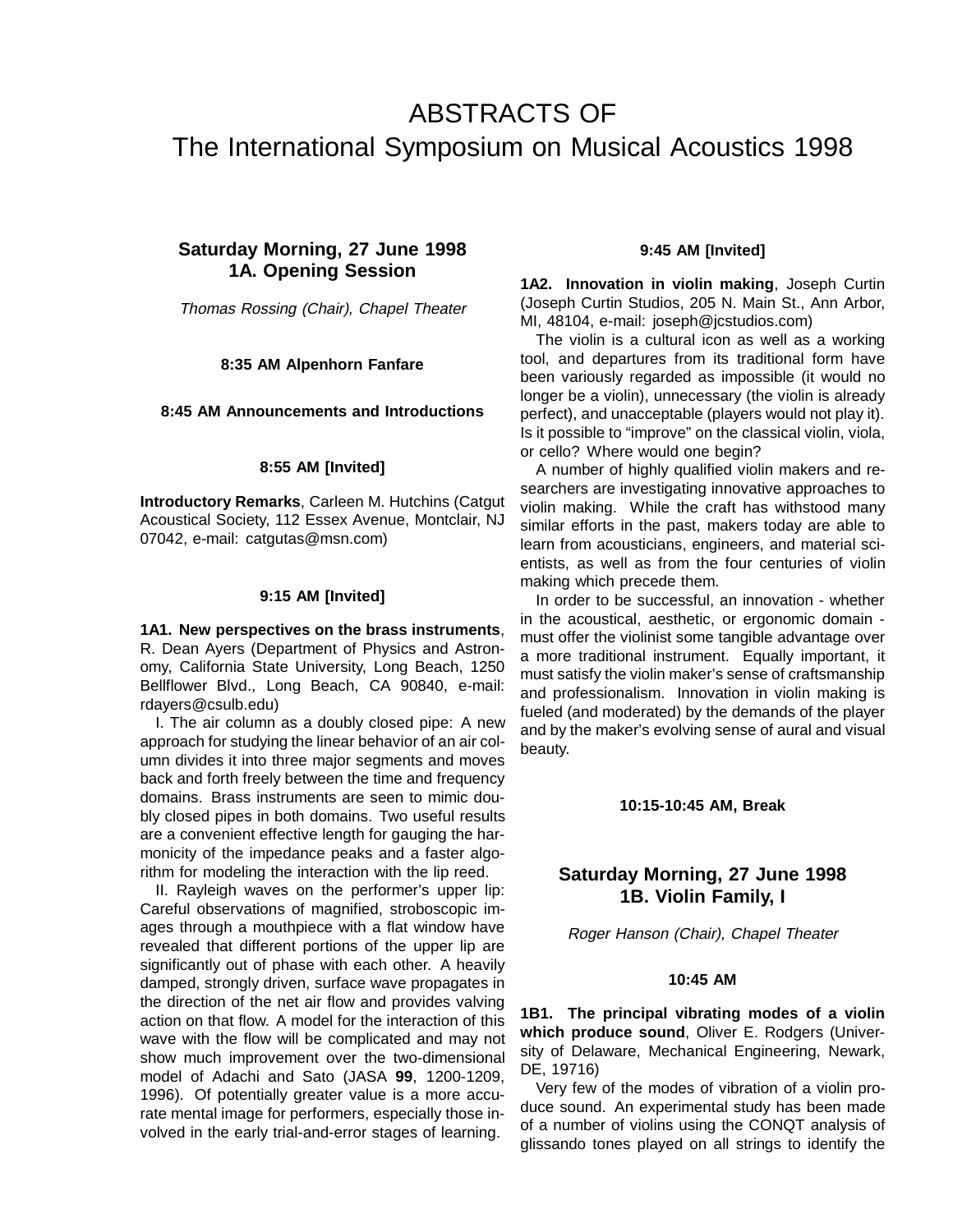# ABSTRACTS OF
# The International Symposium on Musical Acoustics 1998

## Saturday Morning, 27 June 1998
## 1A. Opening Session

*Thomas Rossing (Chair), Chapel Theater*

**8:35 AM Alpenhorn Fanfare**

**8:45 AM Announcements and Introductions**

**8:55 AM [Invited]**

**Introductory Remarks**, Carleen M. Hutchins (Catgut Acoustical Society, 112 Essex Avenue, Montclair, NJ 07042, e-mail: catgutas@msn.com)

**9:15 AM [Invited]**

**1A1. New perspectives on the brass instruments**, R. Dean Ayers (Department of Physics and Astronomy, California State University, Long Beach, 1250 Bellflower Blvd., Long Beach, CA 90840, e-mail: rdayers@csulb.edu)

I. The air column as a doubly closed pipe: A new approach for studying the linear behavior of an air column divides it into three major segments and moves back and forth freely between the time and frequency domains. Brass instruments are seen to mimic doubly closed pipes in both domains. Two useful results are a convenient effective length for gauging the harmonicity of the impedance peaks and a faster algorithm for modeling the interaction with the lip reed.

II. Rayleigh waves on the performer's upper lip: Careful observations of magnified, stroboscopic images through a mouthpiece with a flat window have revealed that different portions of the upper lip are significantly out of phase with each other. A heavily damped, strongly driven, surface wave propagates in the direction of the net air flow and provides valving action on that flow. A model for the interaction of this wave with the flow will be complicated and may not show much improvement over the two-dimensional model of Adachi and Sato (JASA **99**, 1200-1209, 1996). Of potentially greater value is a more accurate mental image for performers, especially those involved in the early trial-and-error stages of learning.

**9:45 AM [Invited]**

**1A2. Innovation in violin making**, Joseph Curtin (Joseph Curtin Studios, 205 N. Main St., Ann Arbor, MI, 48104, e-mail: joseph@jcstudios.com)

The violin is a cultural icon as well as a working tool, and departures from its traditional form have been variously regarded as impossible (it would no longer be a violin), unnecessary (the violin is already perfect), and unacceptable (players would not play it). Is it possible to "improve" on the classical violin, viola, or cello? Where would one begin?

A number of highly qualified violin makers and researchers are investigating innovative approaches to violin making. While the craft has withstood many similar efforts in the past, makers today are able to learn from acousticians, engineers, and material scientists, as well as from the four centuries of violin making which precede them.

In order to be successful, an innovation - whether in the acoustical, aesthetic, or ergonomic domain - must offer the violinist some tangible advantage over a more traditional instrument. Equally important, it must satisfy the violin maker's sense of craftsmanship and professionalism. Innovation in violin making is fueled (and moderated) by the demands of the player and by the maker's evolving sense of aural and visual beauty.

**10:15-10:45 AM, Break**

## Saturday Morning, 27 June 1998
## 1B. Violin Family, I

*Roger Hanson (Chair), Chapel Theater*

**10:45 AM**

**1B1. The principal vibrating modes of a violin which produce sound**, Oliver E. Rodgers (University of Delaware, Mechanical Engineering, Newark, DE, 19716)

Very few of the modes of vibration of a violin produce sound. An experimental study has been made of a number of violins using the CONQT analysis of glissando tones played on all strings to identify the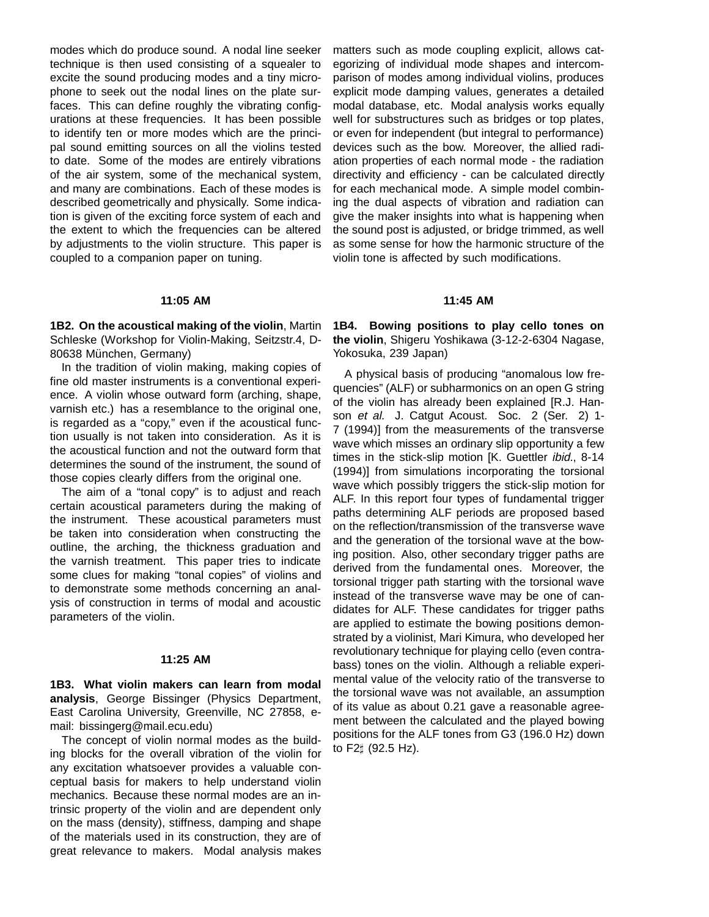modes which do produce sound. A nodal line seeker technique is then used consisting of a squealer to excite the sound producing modes and a tiny microphone to seek out the nodal lines on the plate surfaces. This can define roughly the vibrating configurations at these frequencies. It has been possible to identify ten or more modes which are the principal sound emitting sources on all the violins tested to date. Some of the modes are entirely vibrations of the air system, some of the mechanical system, and many are combinations. Each of these modes is described geometrically and physically. Some indication is given of the exciting force system of each and the extent to which the frequencies can be altered by adjustments to the violin structure. This paper is coupled to a companion paper on tuning.

**11:05 AM**

**1B2. On the acoustical making of the violin**, Martin Schleske (Workshop for Violin-Making, Seitzstr.4, D-80638 München, Germany)

In the tradition of violin making, making copies of fine old master instruments is a conventional experience. A violin whose outward form (arching, shape, varnish etc.) has a resemblance to the original one, is regarded as a "copy," even if the acoustical function usually is not taken into consideration. As it is the acoustical function and not the outward form that determines the sound of the instrument, the sound of those copies clearly differs from the original one.

The aim of a "tonal copy" is to adjust and reach certain acoustical parameters during the making of the instrument. These acoustical parameters must be taken into consideration when constructing the outline, the arching, the thickness graduation and the varnish treatment. This paper tries to indicate some clues for making "tonal copies" of violins and to demonstrate some methods concerning an analysis of construction in terms of modal and acoustic parameters of the violin.

**11:25 AM**

**1B3. What violin makers can learn from modal analysis**, George Bissinger (Physics Department, East Carolina University, Greenville, NC 27858, e-mail: bissingerg@mail.ecu.edu)

The concept of violin normal modes as the building blocks for the overall vibration of the violin for any excitation whatsoever provides a valuable conceptual basis for makers to help understand violin mechanics. Because these normal modes are an intrinsic property of the violin and are dependent only on the mass (density), stiffness, damping and shape of the materials used in its construction, they are of great relevance to makers. Modal analysis makes matters such as mode coupling explicit, allows categorizing of individual mode shapes and intercomparison of modes among individual violins, produces explicit mode damping values, generates a detailed modal database, etc. Modal analysis works equally well for substructures such as bridges or top plates, or even for independent (but integral to performance) devices such as the bow. Moreover, the allied radiation properties of each normal mode - the radiation directivity and efficiency - can be calculated directly for each mechanical mode. A simple model combining the dual aspects of vibration and radiation can give the maker insights into what is happening when the sound post is adjusted, or bridge trimmed, as well as some sense for how the harmonic structure of the violin tone is affected by such modifications.

**11:45 AM**

**1B4. Bowing positions to play cello tones on the violin**, Shigeru Yoshikawa (3-12-2-6304 Nagase, Yokosuka, 239 Japan)

A physical basis of producing "anomalous low frequencies" (ALF) or subharmonics on an open G string of the violin has already been explained [R.J. Hanson *et al.* J. Catgut Acoust. Soc. 2 (Ser. 2) 1-7 (1994)] from the measurements of the transverse wave which misses an ordinary slip opportunity a few times in the stick-slip motion [K. Guettler *ibid.*, 8-14 (1994)] from simulations incorporating the torsional wave which possibly triggers the stick-slip motion for ALF. In this report four types of fundamental trigger paths determining ALF periods are proposed based on the reflection/transmission of the transverse wave and the generation of the torsional wave at the bowing position. Also, other secondary trigger paths are derived from the fundamental ones. Moreover, the torsional trigger path starting with the torsional wave instead of the transverse wave may be one of candidates for ALF. These candidates for trigger paths are applied to estimate the bowing positions demonstrated by a violinist, Mari Kimura, who developed her revolutionary technique for playing cello (even contrabass) tones on the violin. Although a reliable experimental value of the velocity ratio of the transverse to the torsional wave was not available, an assumption of its value as about 0.21 gave a reasonable agreement between the calculated and the played bowing positions for the ALF tones from G3 (196.0 Hz) down to F2♯ (92.5 Hz).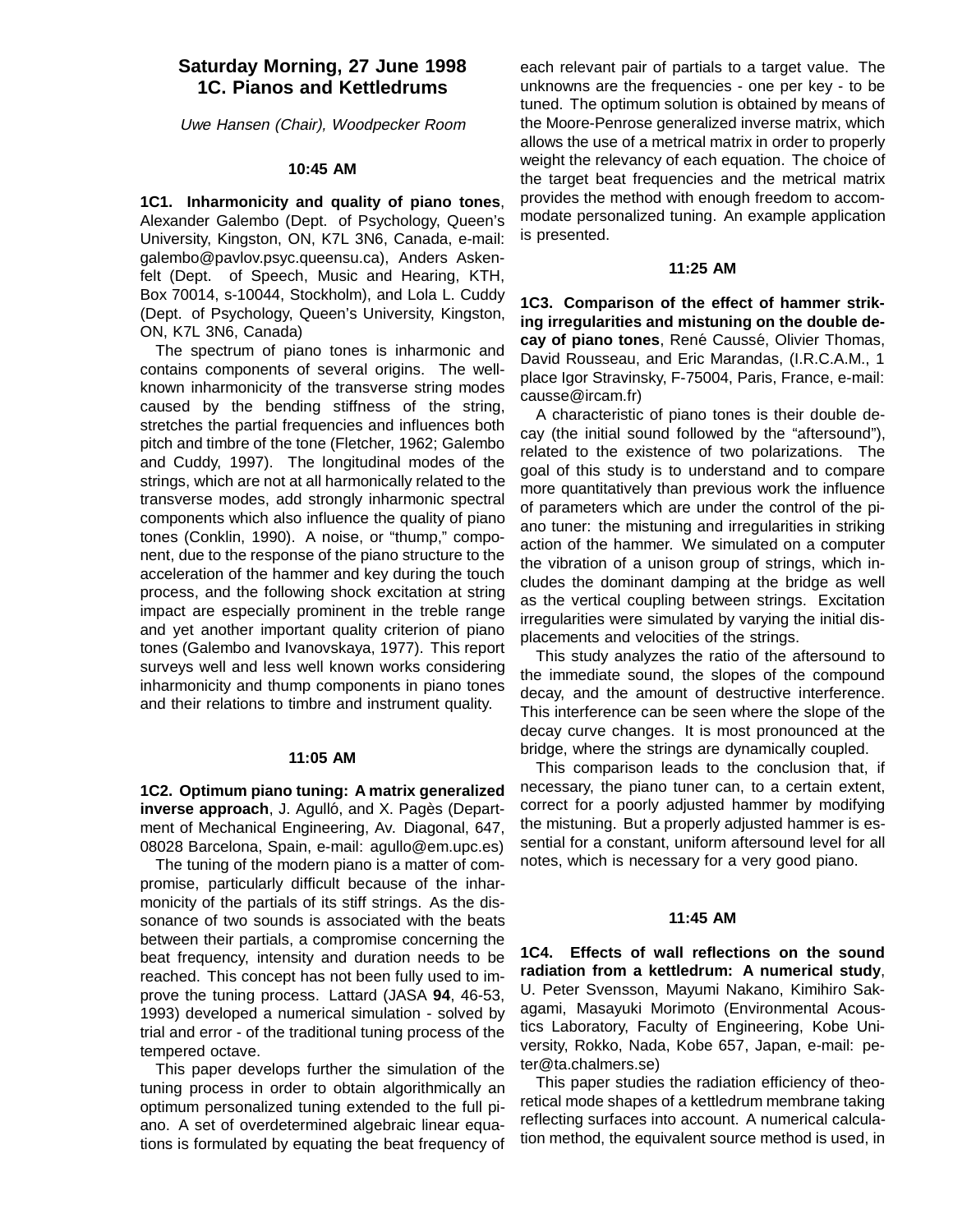## Saturday Morning, 27 June 1998
## 1C. Pianos and Kettledrums

*Uwe Hansen (Chair), Woodpecker Room*

**10:45 AM**

**1C1. Inharmonicity and quality of piano tones**, Alexander Galembo (Dept. of Psychology, Queen's University, Kingston, ON, K7L 3N6, Canada, e-mail: galembo@pavlov.psyc.queensu.ca), Anders Askenfelt (Dept. of Speech, Music and Hearing, KTH, Box 70014, s-10044, Stockholm), and Lola L. Cuddy (Dept. of Psychology, Queen's University, Kingston, ON, K7L 3N6, Canada)

The spectrum of piano tones is inharmonic and contains components of several origins. The well-known inharmonicity of the transverse string modes caused by the bending stiffness of the string, stretches the partial frequencies and influences both pitch and timbre of the tone (Fletcher, 1962; Galembo and Cuddy, 1997). The longitudinal modes of the strings, which are not at all harmonically related to the transverse modes, add strongly inharmonic spectral components which also influence the quality of piano tones (Conklin, 1990). A noise, or "thump," component, due to the response of the piano structure to the acceleration of the hammer and key during the touch process, and the following shock excitation at string impact are especially prominent in the treble range and yet another important quality criterion of piano tones (Galembo and Ivanovskaya, 1977). This report surveys well and less well known works considering inharmonicity and thump components in piano tones and their relations to timbre and instrument quality.

**11:05 AM**

**1C2. Optimum piano tuning: A matrix generalized inverse approach**, J. Agulló, and X. Pagès (Department of Mechanical Engineering, Av. Diagonal, 647, 08028 Barcelona, Spain, e-mail: agullo@em.upc.es)

The tuning of the modern piano is a matter of compromise, particularly difficult because of the inharmonicity of the partials of its stiff strings. As the dissonance of two sounds is associated with the beats between their partials, a compromise concerning the beat frequency, intensity and duration needs to be reached. This concept has not been fully used to improve the tuning process. Lattard (JASA **94**, 46-53, 1993) developed a numerical simulation - solved by trial and error - of the traditional tuning process of the tempered octave.

This paper develops further the simulation of the tuning process in order to obtain algorithmically an optimum personalized tuning extended to the full piano. A set of overdetermined algebraic linear equations is formulated by equating the beat frequency of each relevant pair of partials to a target value. The unknowns are the frequencies - one per key - to be tuned. The optimum solution is obtained by means of the Moore-Penrose generalized inverse matrix, which allows the use of a metrical matrix in order to properly weight the relevancy of each equation. The choice of the target beat frequencies and the metrical matrix provides the method with enough freedom to accommodate personalized tuning. An example application is presented.

**11:25 AM**

**1C3. Comparison of the effect of hammer striking irregularities and mistuning on the double decay of piano tones**, René Caussé, Olivier Thomas, David Rousseau, and Eric Marandas, (I.R.C.A.M., 1 place Igor Stravinsky, F-75004, Paris, France, e-mail: causse@ircam.fr)

A characteristic of piano tones is their double decay (the initial sound followed by the "aftersound"), related to the existence of two polarizations. The goal of this study is to understand and to compare more quantitatively than previous work the influence of parameters which are under the control of the piano tuner: the mistuning and irregularities in striking action of the hammer. We simulated on a computer the vibration of a unison group of strings, which includes the dominant damping at the bridge as well as the vertical coupling between strings. Excitation irregularities were simulated by varying the initial displacements and velocities of the strings.

This study analyzes the ratio of the aftersound to the immediate sound, the slopes of the compound decay, and the amount of destructive interference. This interference can be seen where the slope of the decay curve changes. It is most pronounced at the bridge, where the strings are dynamically coupled.

This comparison leads to the conclusion that, if necessary, the piano tuner can, to a certain extent, correct for a poorly adjusted hammer by modifying the mistuning. But a properly adjusted hammer is essential for a constant, uniform aftersound level for all notes, which is necessary for a very good piano.

**11:45 AM**

**1C4. Effects of wall reflections on the sound radiation from a kettledrum: A numerical study**, U. Peter Svensson, Mayumi Nakano, Kimihiro Sakagami, Masayuki Morimoto (Environmental Acoustics Laboratory, Faculty of Engineering, Kobe University, Rokko, Nada, Kobe 657, Japan, e-mail: peter@ta.chalmers.se)

This paper studies the radiation efficiency of theoretical mode shapes of a kettledrum membrane taking reflecting surfaces into account. A numerical calculation method, the equivalent source method is used, in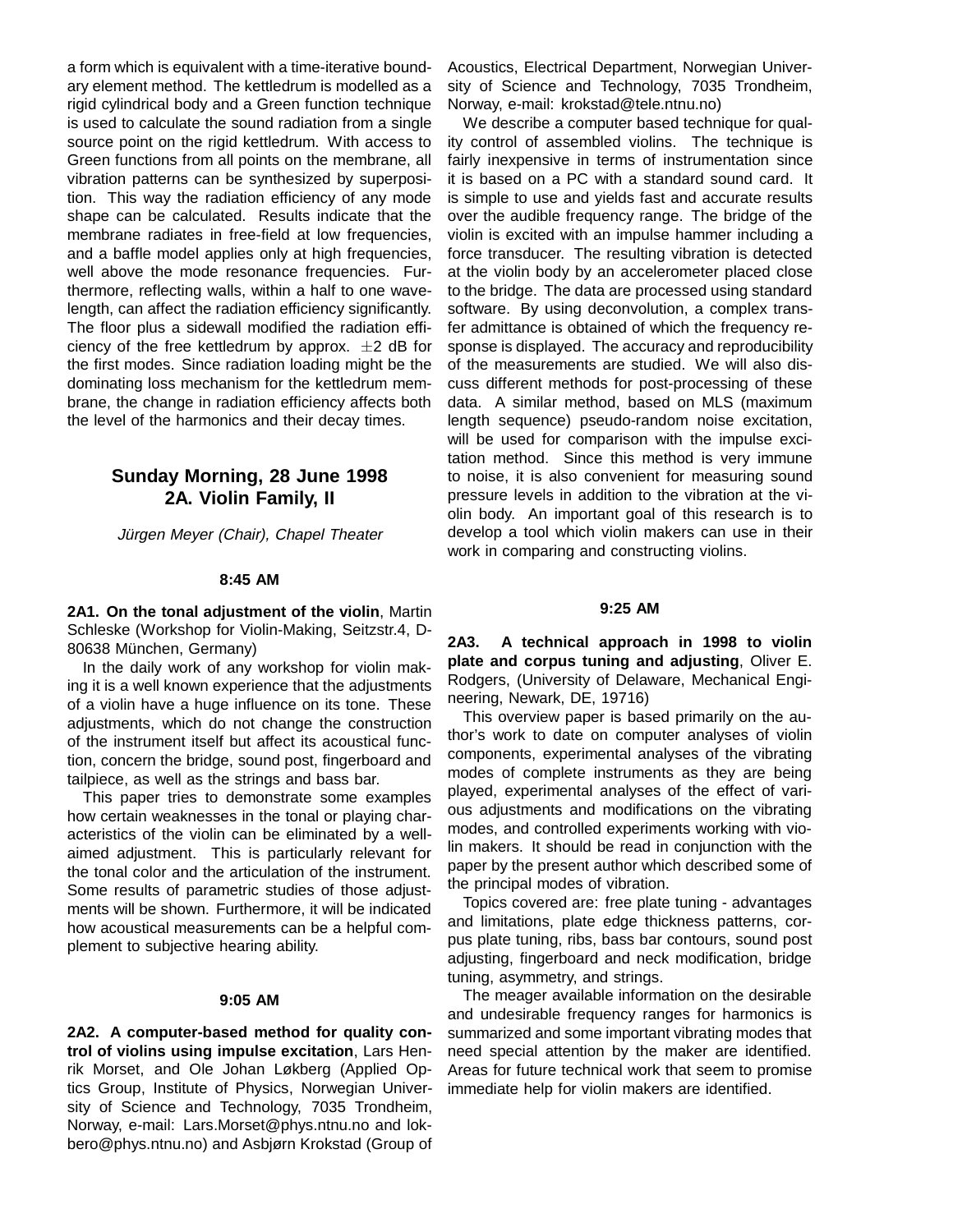a form which is equivalent with a time-iterative boundary element method. The kettledrum is modelled as a rigid cylindrical body and a Green function technique is used to calculate the sound radiation from a single source point on the rigid kettledrum. With access to Green functions from all points on the membrane, all vibration patterns can be synthesized by superposition. This way the radiation efficiency of any mode shape can be calculated. Results indicate that the membrane radiates in free-field at low frequencies, and a baffle model applies only at high frequencies, well above the mode resonance frequencies. Furthermore, reflecting walls, within a half to one wavelength, can affect the radiation efficiency significantly. The floor plus a sidewall modified the radiation efficiency of the free kettledrum by approx. $\pm 2$ dB for the first modes. Since radiation loading might be the dominating loss mechanism for the kettledrum membrane, the change in radiation efficiency affects both the level of the harmonics and their decay times.

## Sunday Morning, 28 June 1998
## 2A. Violin Family, II

*Jürgen Meyer (Chair), Chapel Theater*

**8:45 AM**

**2A1. On the tonal adjustment of the violin**, Martin Schleske (Workshop for Violin-Making, Seitzstr.4, D-80638 München, Germany)

In the daily work of any workshop for violin making it is a well known experience that the adjustments of a violin have a huge influence on its tone. These adjustments, which do not change the construction of the instrument itself but affect its acoustical function, concern the bridge, sound post, fingerboard and tailpiece, as well as the strings and bass bar.

This paper tries to demonstrate some examples how certain weaknesses in the tonal or playing characteristics of the violin can be eliminated by a well-aimed adjustment. This is particularly relevant for the tonal color and the articulation of the instrument. Some results of parametric studies of those adjustments will be shown. Furthermore, it will be indicated how acoustical measurements can be a helpful complement to subjective hearing ability.

**9:05 AM**

**2A2. A computer-based method for quality control of violins using impulse excitation**, Lars Henrik Morset, and Ole Johan Løkberg (Applied Optics Group, Institute of Physics, Norwegian University of Science and Technology, 7035 Trondheim, Norway, e-mail: Lars.Morset@phys.ntnu.no and lokbero@phys.ntnu.no) and Asbjørn Krokstad (Group of Acoustics, Electrical Department, Norwegian University of Science and Technology, 7035 Trondheim, Norway, e-mail: krokstad@tele.ntnu.no)

We describe a computer based technique for quality control of assembled violins. The technique is fairly inexpensive in terms of instrumentation since it is based on a PC with a standard sound card. It is simple to use and yields fast and accurate results over the audible frequency range. The bridge of the violin is excited with an impulse hammer including a force transducer. The resulting vibration is detected at the violin body by an accelerometer placed close to the bridge. The data are processed using standard software. By using deconvolution, a complex transfer admittance is obtained of which the frequency response is displayed. The accuracy and reproducibility of the measurements are studied. We will also discuss different methods for post-processing of these data. A similar method, based on MLS (maximum length sequence) pseudo-random noise excitation, will be used for comparison with the impulse excitation method. Since this method is very immune to noise, it is also convenient for measuring sound pressure levels in addition to the vibration at the violin body. An important goal of this research is to develop a tool which violin makers can use in their work in comparing and constructing violins.

**9:25 AM**

**2A3. A technical approach in 1998 to violin plate and corpus tuning and adjusting**, Oliver E. Rodgers, (University of Delaware, Mechanical Engineering, Newark, DE, 19716)

This overview paper is based primarily on the author's work to date on computer analyses of violin components, experimental analyses of the vibrating modes of complete instruments as they are being played, experimental analyses of the effect of various adjustments and modifications on the vibrating modes, and controlled experiments working with violin makers. It should be read in conjunction with the paper by the present author which described some of the principal modes of vibration.

Topics covered are: free plate tuning - advantages and limitations, plate edge thickness patterns, corpus plate tuning, ribs, bass bar contours, sound post adjusting, fingerboard and neck modification, bridge tuning, asymmetry, and strings.

The meager available information on the desirable and undesirable frequency ranges for harmonics is summarized and some important vibrating modes that need special attention by the maker are identified. Areas for future technical work that seem to promise immediate help for violin makers are identified.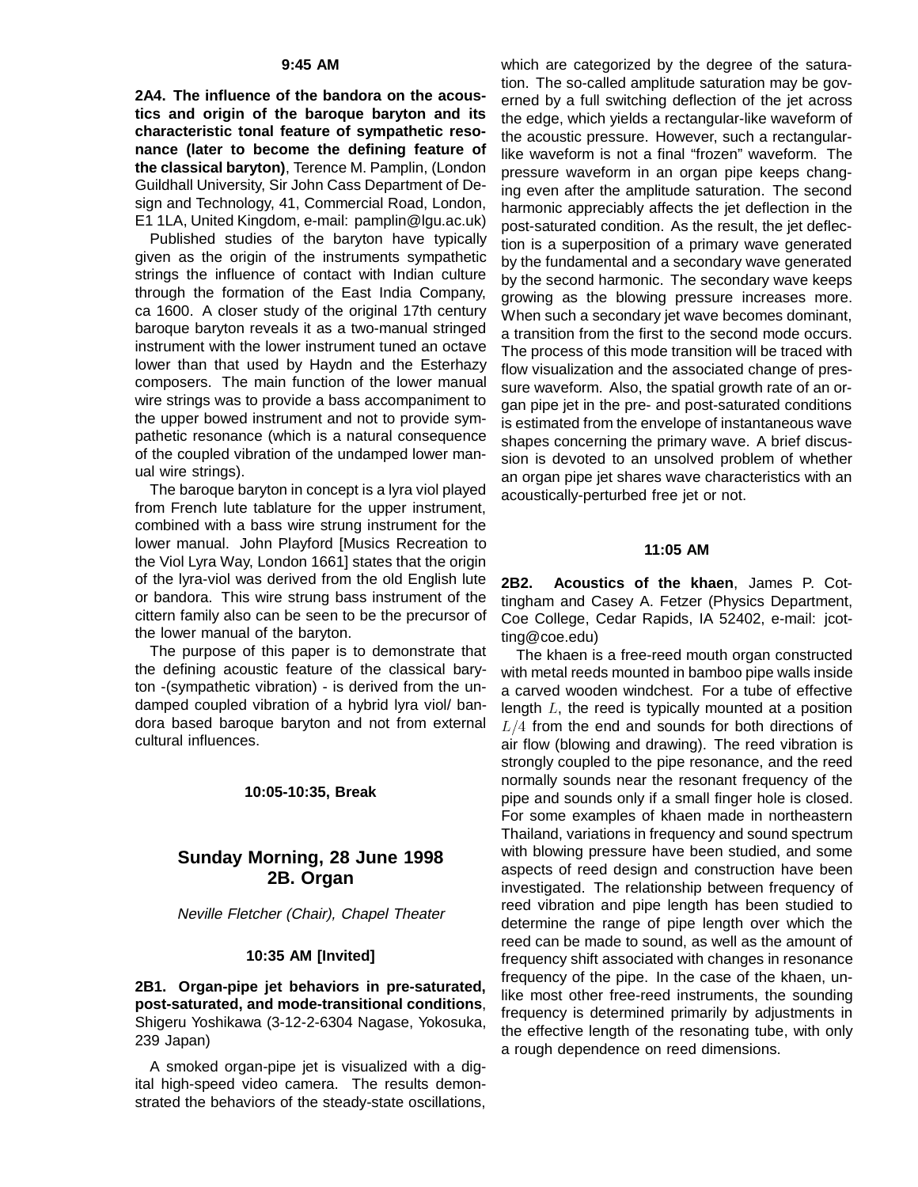**9:45 AM**

**2A4. The influence of the bandora on the acoustics and origin of the baroque baryton and its characteristic tonal feature of sympathetic resonance (later to become the defining feature of the classical baryton)**, Terence M. Pamplin, (London Guildhall University, Sir John Cass Department of Design and Technology, 41, Commercial Road, London, E1 1LA, United Kingdom, e-mail: pamplin@lgu.ac.uk)

Published studies of the baryton have typically given as the origin of the instruments sympathetic strings the influence of contact with Indian culture through the formation of the East India Company, ca 1600. A closer study of the original 17th century baroque baryton reveals it as a two-manual stringed instrument with the lower instrument tuned an octave lower than that used by Haydn and the Esterhazy composers. The main function of the lower manual wire strings was to provide a bass accompaniment to the upper bowed instrument and not to provide sympathetic resonance (which is a natural consequence of the coupled vibration of the undamped lower manual wire strings).

The baroque baryton in concept is a lyra viol played from French lute tablature for the upper instrument, combined with a bass wire strung instrument for the lower manual. John Playford [Musics Recreation to the Viol Lyra Way, London 1661] states that the origin of the lyra-viol was derived from the old English lute or bandora. This wire strung bass instrument of the cittern family also can be seen to be the precursor of the lower manual of the baryton.

The purpose of this paper is to demonstrate that the defining acoustic feature of the classical baryton -(sympathetic vibration) - is derived from the undamped coupled vibration of a hybrid lyra viol/ bandora based baroque baryton and not from external cultural influences.

**10:05-10:35, Break**

## Sunday Morning, 28 June 1998
## 2B. Organ

*Neville Fletcher (Chair), Chapel Theater*

**10:35 AM [Invited]**

**2B1. Organ-pipe jet behaviors in pre-saturated, post-saturated, and mode-transitional conditions**, Shigeru Yoshikawa (3-12-2-6304 Nagase, Yokosuka, 239 Japan)

A smoked organ-pipe jet is visualized with a digital high-speed video camera. The results demonstrated the behaviors of the steady-state oscillations, which are categorized by the degree of the saturation. The so-called amplitude saturation may be governed by a full switching deflection of the jet across the edge, which yields a rectangular-like waveform of the acoustic pressure. However, such a rectangular-like waveform is not a final "frozen" waveform. The pressure waveform in an organ pipe keeps changing even after the amplitude saturation. The second harmonic appreciably affects the jet deflection in the post-saturated condition. As the result, the jet deflection is a superposition of a primary wave generated by the fundamental and a secondary wave generated by the second harmonic. The secondary wave keeps growing as the blowing pressure increases more. When such a secondary jet wave becomes dominant, a transition from the first to the second mode occurs. The process of this mode transition will be traced with flow visualization and the associated change of pressure waveform. Also, the spatial growth rate of an organ pipe jet in the pre- and post-saturated conditions is estimated from the envelope of instantaneous wave shapes concerning the primary wave. A brief discussion is devoted to an unsolved problem of whether an organ pipe jet shares wave characteristics with an acoustically-perturbed free jet or not.

**11:05 AM**

**2B2. Acoustics of the khaen**, James P. Cottingham and Casey A. Fetzer (Physics Department, Coe College, Cedar Rapids, IA 52402, e-mail: jcotting@coe.edu)

The khaen is a free-reed mouth organ constructed with metal reeds mounted in bamboo pipe walls inside a carved wooden windchest. For a tube of effective length $L$, the reed is typically mounted at a position $L/4$ from the end and sounds for both directions of air flow (blowing and drawing). The reed vibration is strongly coupled to the pipe resonance, and the reed normally sounds near the resonant frequency of the pipe and sounds only if a small finger hole is closed. For some examples of khaen made in northeastern Thailand, variations in frequency and sound spectrum with blowing pressure have been studied, and some aspects of reed design and construction have been investigated. The relationship between frequency of reed vibration and pipe length has been studied to determine the range of pipe length over which the reed can be made to sound, as well as the amount of frequency shift associated with changes in resonance frequency of the pipe. In the case of the khaen, unlike most other free-reed instruments, the sounding frequency is determined primarily by adjustments in the effective length of the resonating tube, with only a rough dependence on reed dimensions.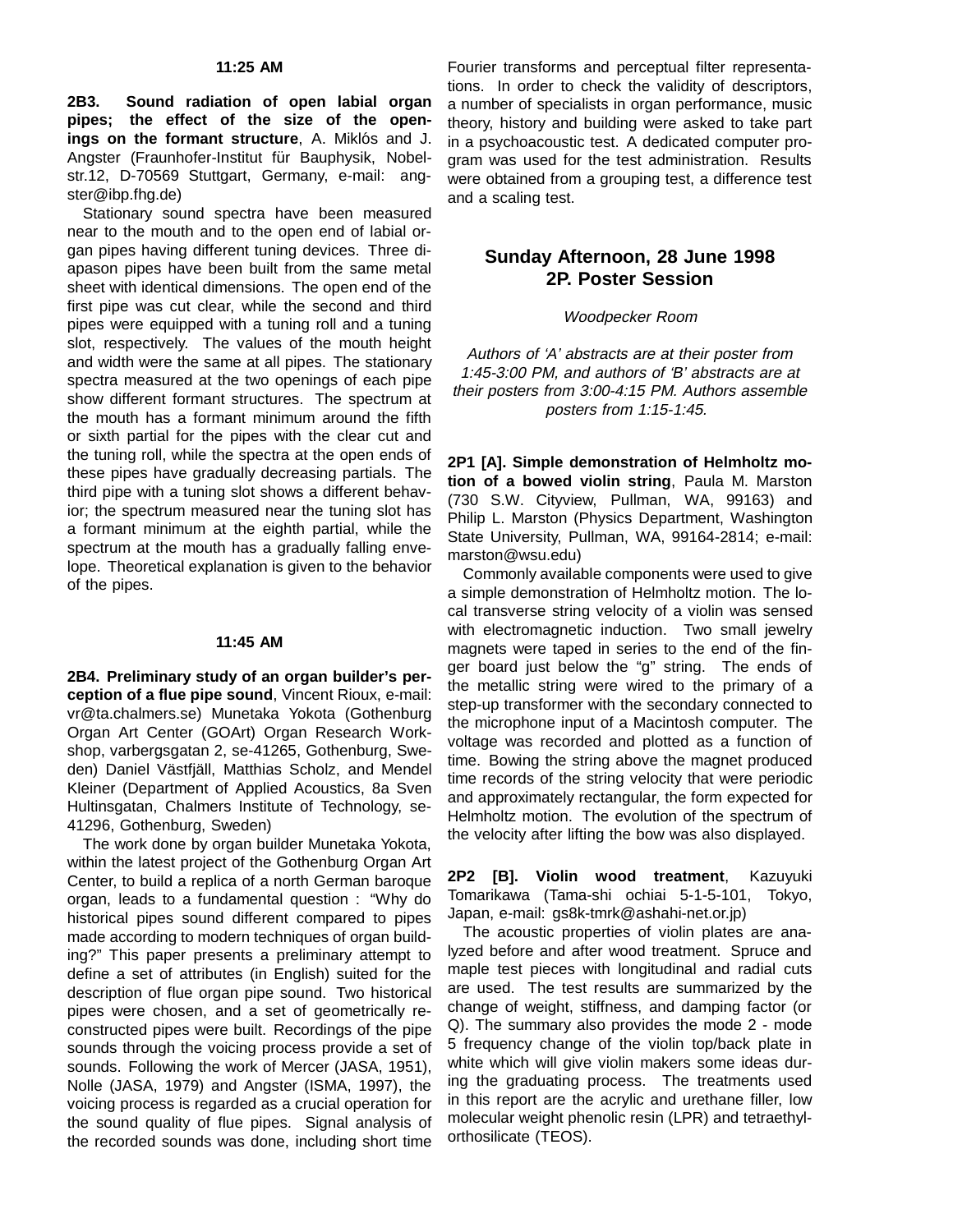**11:25 AM**

**2B3. Sound radiation of open labial organ pipes; the effect of the size of the openings on the formant structure**, A. Miklós and J. Angster (Fraunhofer-Institut für Bauphysik, Nobelstr.12, D-70569 Stuttgart, Germany, e-mail: angster@ibp.fhg.de)

Stationary sound spectra have been measured near to the mouth and to the open end of labial organ pipes having different tuning devices. Three diapason pipes have been built from the same metal sheet with identical dimensions. The open end of the first pipe was cut clear, while the second and third pipes were equipped with a tuning roll and a tuning slot, respectively. The values of the mouth height and width were the same at all pipes. The stationary spectra measured at the two openings of each pipe show different formant structures. The spectrum at the mouth has a formant minimum around the fifth or sixth partial for the pipes with the clear cut and the tuning roll, while the spectra at the open ends of these pipes have gradually decreasing partials. The third pipe with a tuning slot shows a different behavior; the spectrum measured near the tuning slot has a formant minimum at the eighth partial, while the spectrum at the mouth has a gradually falling envelope. Theoretical explanation is given to the behavior of the pipes.

**11:45 AM**

**2B4. Preliminary study of an organ builder's perception of a flue pipe sound**, Vincent Rioux, e-mail: vr@ta.chalmers.se) Munetaka Yokota (Gothenburg Organ Art Center (GOArt) Organ Research Workshop, varbergsgatan 2, se-41265, Gothenburg, Sweden) Daniel Västfjäll, Matthias Scholz, and Mendel Kleiner (Department of Applied Acoustics, 8a Sven Hultinsgatan, Chalmers Institute of Technology, se-41296, Gothenburg, Sweden)

The work done by organ builder Munetaka Yokota, within the latest project of the Gothenburg Organ Art Center, to build a replica of a north German baroque organ, leads to a fundamental question : "Why do historical pipes sound different compared to pipes made according to modern techniques of organ building?" This paper presents a preliminary attempt to define a set of attributes (in English) suited for the description of flue organ pipe sound. Two historical pipes were chosen, and a set of geometrically reconstructed pipes were built. Recordings of the pipe sounds through the voicing process provide a set of sounds. Following the work of Mercer (JASA, 1951), Nolle (JASA, 1979) and Angster (ISMA, 1997), the voicing process is regarded as a crucial operation for the sound quality of flue pipes. Signal analysis of the recorded sounds was done, including short time Fourier transforms and perceptual filter representations. In order to check the validity of descriptors, a number of specialists in organ performance, music theory, history and building were asked to take part in a psychoacoustic test. A dedicated computer program was used for the test administration. Results were obtained from a grouping test, a difference test and a scaling test.

## Sunday Afternoon, 28 June 1998
## 2P. Poster Session

*Woodpecker Room*

*Authors of 'A' abstracts are at their poster from 1:45-3:00 PM, and authors of 'B' abstracts are at their posters from 3:00-4:15 PM. Authors assemble posters from 1:15-1:45.*

**2P1 [A]. Simple demonstration of Helmholtz motion of a bowed violin string**, Paula M. Marston (730 S.W. Cityview, Pullman, WA, 99163) and Philip L. Marston (Physics Department, Washington State University, Pullman, WA, 99164-2814; e-mail: marston@wsu.edu)

Commonly available components were used to give a simple demonstration of Helmholtz motion. The local transverse string velocity of a violin was sensed with electromagnetic induction. Two small jewelry magnets were taped in series to the end of the finger board just below the "g" string. The ends of the metallic string were wired to the primary of a step-up transformer with the secondary connected to the microphone input of a Macintosh computer. The voltage was recorded and plotted as a function of time. Bowing the string above the magnet produced time records of the string velocity that were periodic and approximately rectangular, the form expected for Helmholtz motion. The evolution of the spectrum of the velocity after lifting the bow was also displayed.

**2P2 [B]. Violin wood treatment**, Kazuyuki Tomarikawa (Tama-shi ochiai 5-1-5-101, Tokyo, Japan, e-mail: gs8k-tmrk@ashahi-net.or.jp)

The acoustic properties of violin plates are analyzed before and after wood treatment. Spruce and maple test pieces with longitudinal and radial cuts are used. The test results are summarized by the change of weight, stiffness, and damping factor (or Q). The summary also provides the mode 2 - mode 5 frequency change of the violin top/back plate in white which will give violin makers some ideas during the graduating process. The treatments used in this report are the acrylic and urethane filler, low molecular weight phenolic resin (LPR) and tetraethylorthosilicate (TEOS).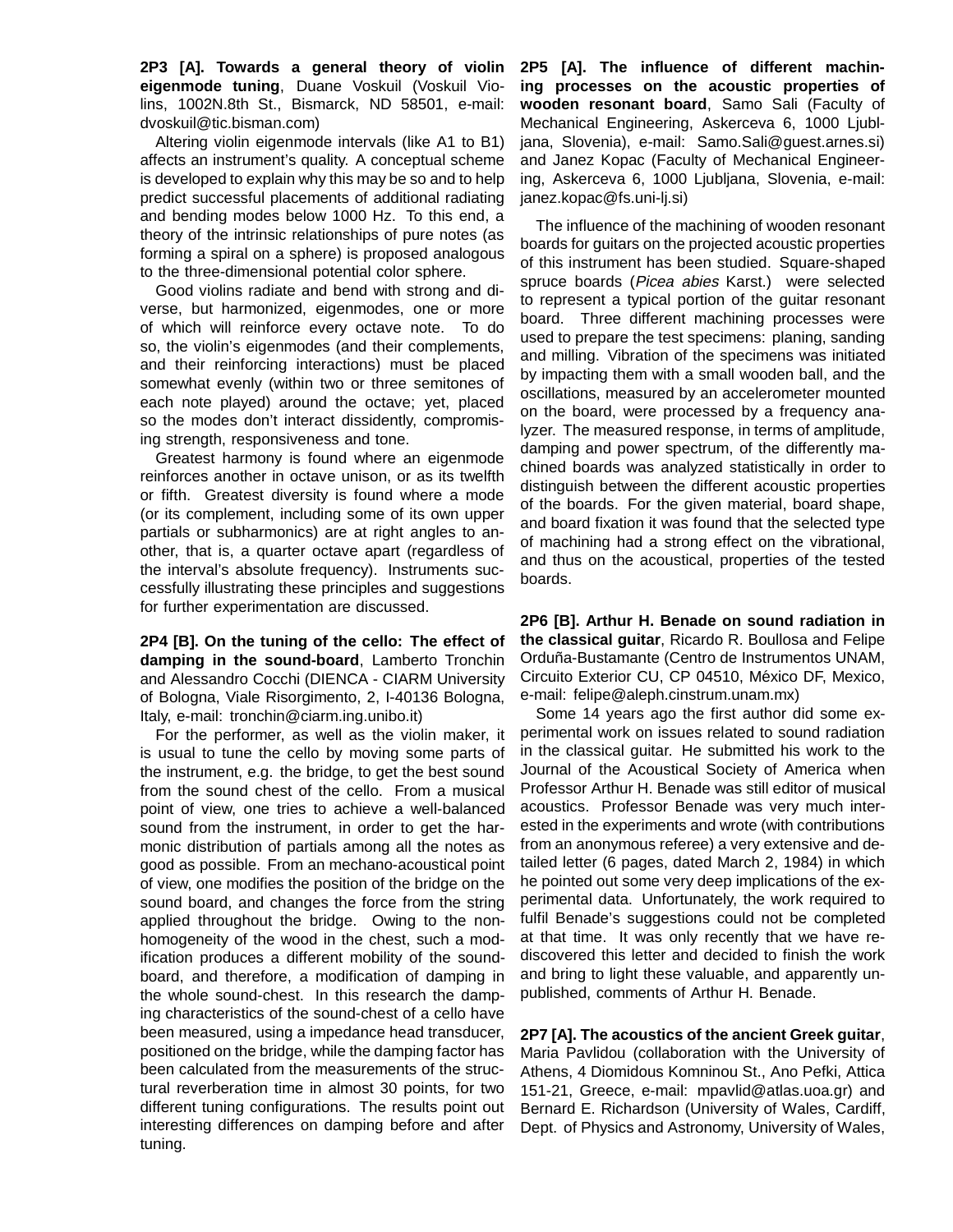**2P3 [A]. Towards a general theory of violin eigenmode tuning**, Duane Voskuil (Voskuil Violins, 1002N.8th St., Bismarck, ND 58501, e-mail: dvoskuil@tic.bisman.com)

Altering violin eigenmode intervals (like A1 to B1) affects an instrument's quality. A conceptual scheme is developed to explain why this may be so and to help predict successful placements of additional radiating and bending modes below 1000 Hz. To this end, a theory of the intrinsic relationships of pure notes (as forming a spiral on a sphere) is proposed analogous to the three-dimensional potential color sphere.

Good violins radiate and bend with strong and diverse, but harmonized, eigenmodes, one or more of which will reinforce every octave note. To do so, the violin's eigenmodes (and their complements, and their reinforcing interactions) must be placed somewhat evenly (within two or three semitones of each note played) around the octave; yet, placed so the modes don't interact dissidently, compromising strength, responsiveness and tone.

Greatest harmony is found where an eigenmode reinforces another in octave unison, or as its twelfth or fifth. Greatest diversity is found where a mode (or its complement, including some of its own upper partials or subharmonics) are at right angles to another, that is, a quarter octave apart (regardless of the interval's absolute frequency). Instruments successfully illustrating these principles and suggestions for further experimentation are discussed.

**2P4 [B]. On the tuning of the cello: The effect of damping in the sound-board**, Lamberto Tronchin and Alessandro Cocchi (DIENCA - CIARM University of Bologna, Viale Risorgimento, 2, I-40136 Bologna, Italy, e-mail: tronchin@ciarm.ing.unibo.it)

For the performer, as well as the violin maker, it is usual to tune the cello by moving some parts of the instrument, e.g. the bridge, to get the best sound from the sound chest of the cello. From a musical point of view, one tries to achieve a well-balanced sound from the instrument, in order to get the harmonic distribution of partials among all the notes as good as possible. From an mechano-acoustical point of view, one modifies the position of the bridge on the sound board, and changes the force from the string applied throughout the bridge. Owing to the non-homogeneity of the wood in the chest, such a modification produces a different mobility of the sound-board, and therefore, a modification of damping in the whole sound-chest. In this research the damping characteristics of the sound-chest of a cello have been measured, using a impedance head transducer, positioned on the bridge, while the damping factor has been calculated from the measurements of the structural reverberation time in almost 30 points, for two different tuning configurations. The results point out interesting differences on damping before and after tuning.

**2P5 [A]. The influence of different machining processes on the acoustic properties of wooden resonant board**, Samo Sali (Faculty of Mechanical Engineering, Askerceva 6, 1000 Ljubljana, Slovenia), e-mail: Samo.Sali@guest.arnes.si) and Janez Kopac (Faculty of Mechanical Engineering, Askerceva 6, 1000 Ljubljana, Slovenia, e-mail: janez.kopac@fs.uni-lj.si)

The influence of the machining of wooden resonant boards for guitars on the projected acoustic properties of this instrument has been studied. Square-shaped spruce boards (*Picea abies* Karst.) were selected to represent a typical portion of the guitar resonant board. Three different machining processes were used to prepare the test specimens: planing, sanding and milling. Vibration of the specimens was initiated by impacting them with a small wooden ball, and the oscillations, measured by an accelerometer mounted on the board, were processed by a frequency analyzer. The measured response, in terms of amplitude, damping and power spectrum, of the differently machined boards was analyzed statistically in order to distinguish between the different acoustic properties of the boards. For the given material, board shape, and board fixation it was found that the selected type of machining had a strong effect on the vibrational, and thus on the acoustical, properties of the tested boards.

**2P6 [B]. Arthur H. Benade on sound radiation in the classical guitar**, Ricardo R. Boullosa and Felipe Orduña-Bustamante (Centro de Instrumentos UNAM, Circuito Exterior CU, CP 04510, México DF, Mexico, e-mail: felipe@aleph.cinstrum.unam.mx)

Some 14 years ago the first author did some experimental work on issues related to sound radiation in the classical guitar. He submitted his work to the Journal of the Acoustical Society of America when Professor Arthur H. Benade was still editor of musical acoustics. Professor Benade was very much interested in the experiments and wrote (with contributions from an anonymous referee) a very extensive and detailed letter (6 pages, dated March 2, 1984) in which he pointed out some very deep implications of the experimental data. Unfortunately, the work required to fulfil Benade's suggestions could not be completed at that time. It was only recently that we have rediscovered this letter and decided to finish the work and bring to light these valuable, and apparently unpublished, comments of Arthur H. Benade.

**2P7 [A]. The acoustics of the ancient Greek guitar**, Maria Pavlidou (collaboration with the University of Athens, 4 Diomidous Komninou St., Ano Pefki, Attica 151-21, Greece, e-mail: mpavlid@atlas.uoa.gr) and Bernard E. Richardson (University of Wales, Cardiff, Dept. of Physics and Astronomy, University of Wales,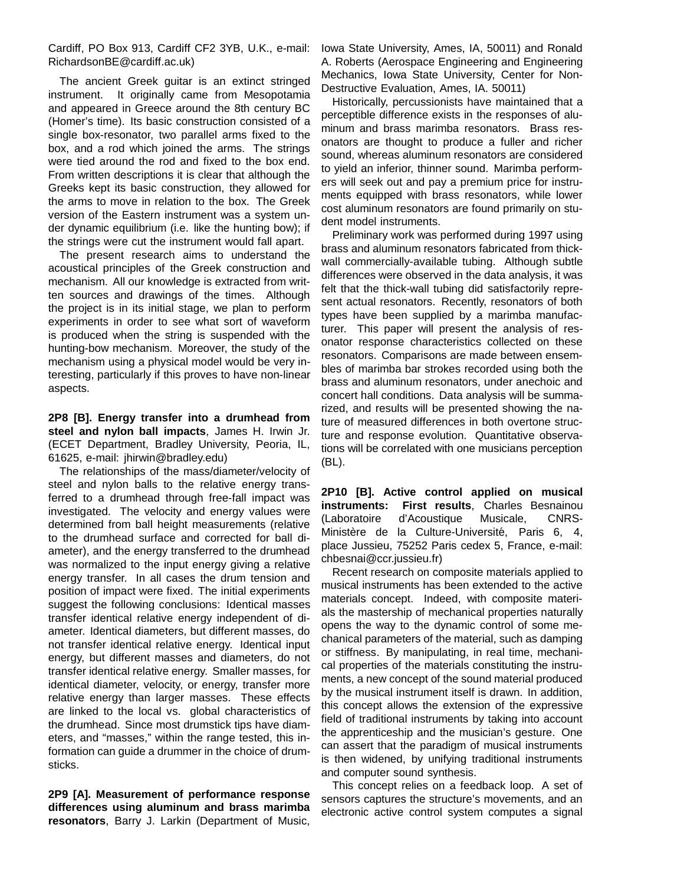Cardiff, PO Box 913, Cardiff CF2 3YB, U.K., e-mail: RichardsonBE@cardiff.ac.uk)

The ancient Greek guitar is an extinct stringed instrument. It originally came from Mesopotamia and appeared in Greece around the 8th century BC (Homer's time). Its basic construction consisted of a single box-resonator, two parallel arms fixed to the box, and a rod which joined the arms. The strings were tied around the rod and fixed to the box end. From written descriptions it is clear that although the Greeks kept its basic construction, they allowed for the arms to move in relation to the box. The Greek version of the Eastern instrument was a system under dynamic equilibrium (i.e. like the hunting bow); if the strings were cut the instrument would fall apart.

The present research aims to understand the acoustical principles of the Greek construction and mechanism. All our knowledge is extracted from written sources and drawings of the times. Although the project is in its initial stage, we plan to perform experiments in order to see what sort of waveform is produced when the string is suspended with the hunting-bow mechanism. Moreover, the study of the mechanism using a physical model would be very interesting, particularly if this proves to have non-linear aspects.

**2P8 [B]. Energy transfer into a drumhead from steel and nylon ball impacts**, James H. Irwin Jr. (ECET Department, Bradley University, Peoria, IL, 61625, e-mail: jhirwin@bradley.edu)

The relationships of the mass/diameter/velocity of steel and nylon balls to the relative energy transferred to a drumhead through free-fall impact was investigated. The velocity and energy values were determined from ball height measurements (relative to the drumhead surface and corrected for ball diameter), and the energy transferred to the drumhead was normalized to the input energy giving a relative energy transfer. In all cases the drum tension and position of impact were fixed. The initial experiments suggest the following conclusions: Identical masses transfer identical relative energy independent of diameter. Identical diameters, but different masses, do not transfer identical relative energy. Identical input energy, but different masses and diameters, do not transfer identical relative energy. Smaller masses, for identical diameter, velocity, or energy, transfer more relative energy than larger masses. These effects are linked to the local vs. global characteristics of the drumhead. Since most drumstick tips have diameters, and "masses," within the range tested, this information can guide a drummer in the choice of drumsticks.

**2P9 [A]. Measurement of performance response differences using aluminum and brass marimba resonators**, Barry J. Larkin (Department of Music, Iowa State University, Ames, IA, 50011) and Ronald A. Roberts (Aerospace Engineering and Engineering Mechanics, Iowa State University, Center for Non-Destructive Evaluation, Ames, IA. 50011)

Historically, percussionists have maintained that a perceptible difference exists in the responses of aluminum and brass marimba resonators. Brass resonators are thought to produce a fuller and richer sound, whereas aluminum resonators are considered to yield an inferior, thinner sound. Marimba performers will seek out and pay a premium price for instruments equipped with brass resonators, while lower cost aluminum resonators are found primarily on student model instruments.

Preliminary work was performed during 1997 using brass and aluminum resonators fabricated from thick-wall commercially-available tubing. Although subtle differences were observed in the data analysis, it was felt that the thick-wall tubing did satisfactorily represent actual resonators. Recently, resonators of both types have been supplied by a marimba manufacturer. This paper will present the analysis of resonator response characteristics collected on these resonators. Comparisons are made between ensembles of marimba bar strokes recorded using both the brass and aluminum resonators, under anechoic and concert hall conditions. Data analysis will be summarized, and results will be presented showing the nature of measured differences in both overtone structure and response evolution. Quantitative observations will be correlated with one musicians perception (BL).

**2P10 [B]. Active control applied on musical instruments: First results**, Charles Besnainou (Laboratoire d'Acoustique Musicale, CNRS-Ministère de la Culture-Université, Paris 6, 4, place Jussieu, 75252 Paris cedex 5, France, e-mail: chbesnai@ccr.jussieu.fr)

Recent research on composite materials applied to musical instruments has been extended to the active materials concept. Indeed, with composite materials the mastership of mechanical properties naturally opens the way to the dynamic control of some mechanical parameters of the material, such as damping or stiffness. By manipulating, in real time, mechanical properties of the materials constituting the instruments, a new concept of the sound material produced by the musical instrument itself is drawn. In addition, this concept allows the extension of the expressive field of traditional instruments by taking into account the apprenticeship and the musician's gesture. One can assert that the paradigm of musical instruments is then widened, by unifying traditional instruments and computer sound synthesis.

This concept relies on a feedback loop. A set of sensors captures the structure's movements, and an electronic active control system computes a signal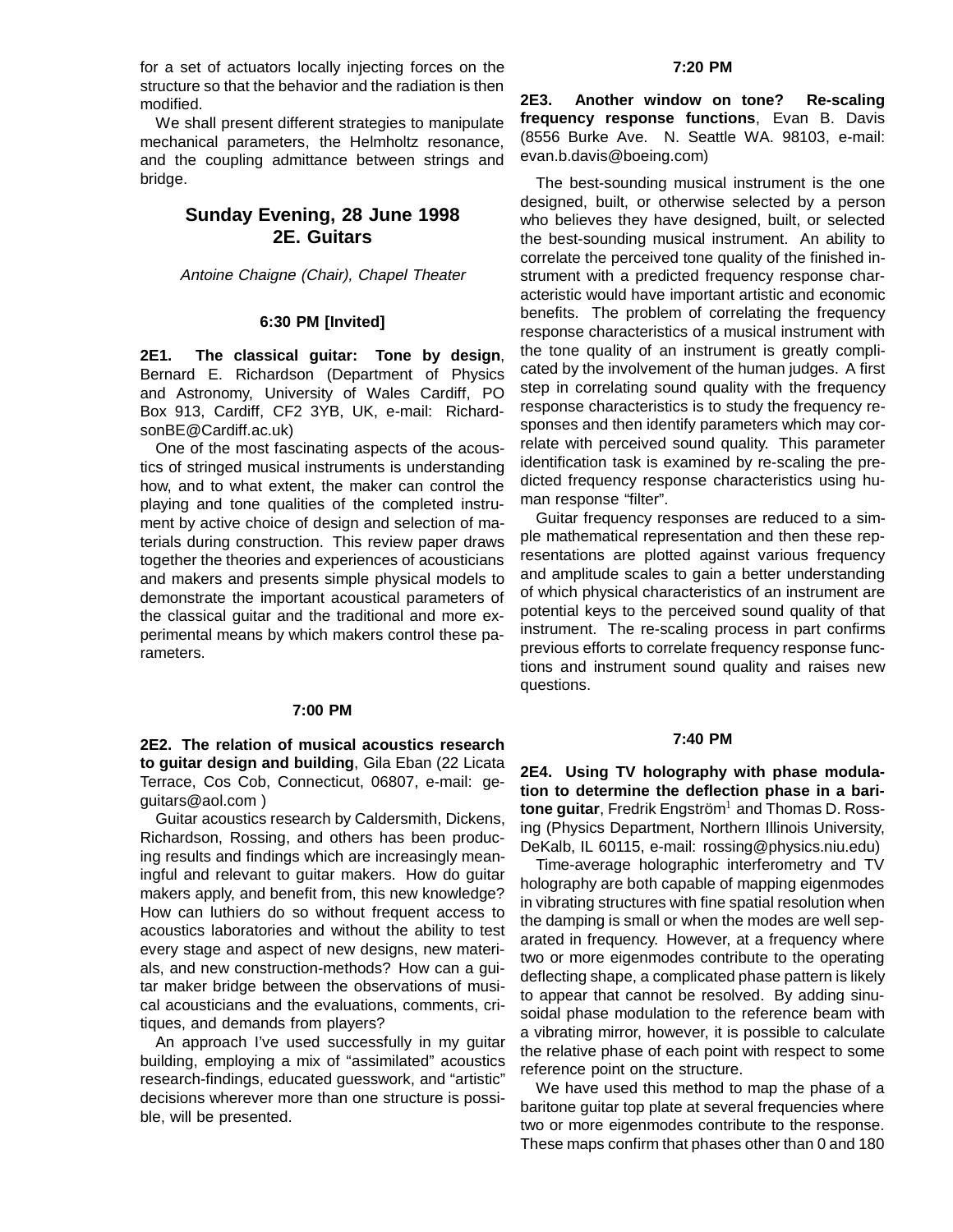for a set of actuators locally injecting forces on the structure so that the behavior and the radiation is then modified.

We shall present different strategies to manipulate mechanical parameters, the Helmholtz resonance, and the coupling admittance between strings and bridge.

## Sunday Evening, 28 June 1998
## 2E. Guitars

*Antoine Chaigne (Chair), Chapel Theater*

**6:30 PM [Invited]**

**2E1. The classical guitar: Tone by design**, Bernard E. Richardson (Department of Physics and Astronomy, University of Wales Cardiff, PO Box 913, Cardiff, CF2 3YB, UK, e-mail: RichardsonBE@Cardiff.ac.uk)

One of the most fascinating aspects of the acoustics of stringed musical instruments is understanding how, and to what extent, the maker can control the playing and tone qualities of the completed instrument by active choice of design and selection of materials during construction. This review paper draws together the theories and experiences of acousticians and makers and presents simple physical models to demonstrate the important acoustical parameters of the classical guitar and the traditional and more experimental means by which makers control these parameters.

**7:00 PM**

**2E2. The relation of musical acoustics research to guitar design and building**, Gila Eban (22 Licata Terrace, Cos Cob, Connecticut, 06807, e-mail: geguitars@aol.com )

Guitar acoustics research by Caldersmith, Dickens, Richardson, Rossing, and others has been producing results and findings which are increasingly meaningful and relevant to guitar makers. How do guitar makers apply, and benefit from, this new knowledge? How can luthiers do so without frequent access to acoustics laboratories and without the ability to test every stage and aspect of new designs, new materials, and new construction-methods? How can a guitar maker bridge between the observations of musical acousticians and the evaluations, comments, critiques, and demands from players?

An approach I've used successfully in my guitar building, employing a mix of "assimilated" acoustics research-findings, educated guesswork, and "artistic" decisions wherever more than one structure is possible, will be presented.

**7:20 PM**

**2E3. Another window on tone? Re-scaling frequency response functions**, Evan B. Davis (8556 Burke Ave. N. Seattle WA. 98103, e-mail: evan.b.davis@boeing.com)

The best-sounding musical instrument is the one designed, built, or otherwise selected by a person who believes they have designed, built, or selected the best-sounding musical instrument. An ability to correlate the perceived tone quality of the finished instrument with a predicted frequency response characteristic would have important artistic and economic benefits. The problem of correlating the frequency response characteristics of a musical instrument with the tone quality of an instrument is greatly complicated by the involvement of the human judges. A first step in correlating sound quality with the frequency response characteristics is to study the frequency responses and then identify parameters which may correlate with perceived sound quality. This parameter identification task is examined by re-scaling the predicted frequency response characteristics using human response "filter".

Guitar frequency responses are reduced to a simple mathematical representation and then these representations are plotted against various frequency and amplitude scales to gain a better understanding of which physical characteristics of an instrument are potential keys to the perceived sound quality of that instrument. The re-scaling process in part confirms previous efforts to correlate frequency response functions and instrument sound quality and raises new questions.

**7:40 PM**

**2E4. Using TV holography with phase modulation to determine the deflection phase in a baritone guitar**, Fredrik Engström[1] and Thomas D. Rossing (Physics Department, Northern Illinois University, DeKalb, IL 60115, e-mail: rossing@physics.niu.edu)

Time-average holographic interferometry and TV holography are both capable of mapping eigenmodes in vibrating structures with fine spatial resolution when the damping is small or when the modes are well separated in frequency. However, at a frequency where two or more eigenmodes contribute to the operating deflecting shape, a complicated phase pattern is likely to appear that cannot be resolved. By adding sinusoidal phase modulation to the reference beam with a vibrating mirror, however, it is possible to calculate the relative phase of each point with respect to some reference point on the structure.

We have used this method to map the phase of a baritone guitar top plate at several frequencies where two or more eigenmodes contribute to the response. These maps confirm that phases other than 0 and 180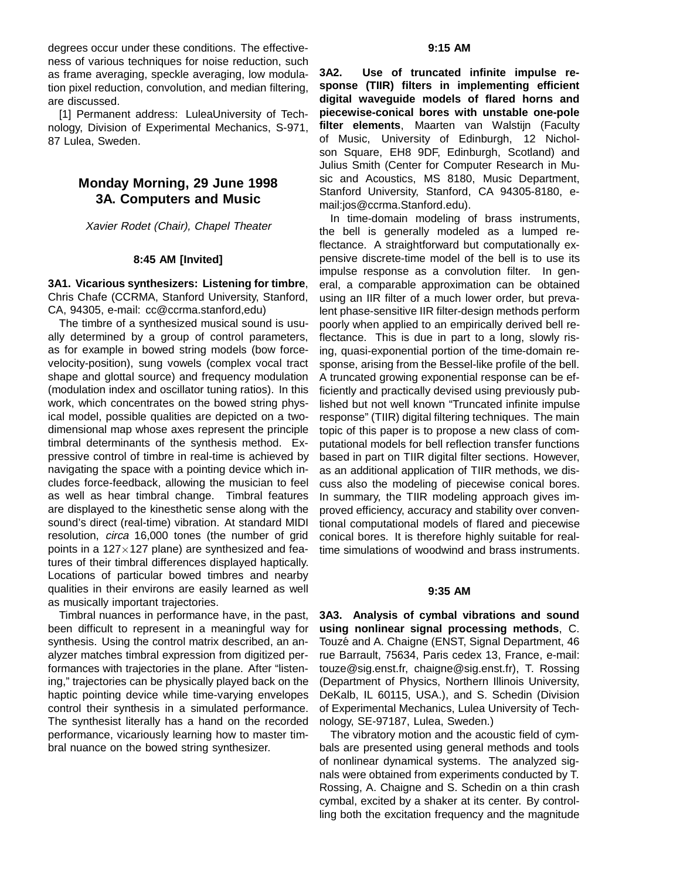degrees occur under these conditions. The effectiveness of various techniques for noise reduction, such as frame averaging, speckle averaging, low modulation pixel reduction, convolution, and median filtering, are discussed.

[1] Permanent address: LuleaUniversity of Technology, Division of Experimental Mechanics, S-971, 87 Lulea, Sweden.

## Monday Morning, 29 June 1998
## 3A. Computers and Music

*Xavier Rodet (Chair), Chapel Theater*

**8:45 AM [Invited]**

**3A1. Vicarious synthesizers: Listening for timbre**, Chris Chafe (CCRMA, Stanford University, Stanford, CA, 94305, e-mail: cc@ccrma.stanford,edu)

The timbre of a synthesized musical sound is usually determined by a group of control parameters, as for example in bowed string models (bow force-velocity-position), sung vowels (complex vocal tract shape and glottal source) and frequency modulation (modulation index and oscillator tuning ratios). In this work, which concentrates on the bowed string physical model, possible qualities are depicted on a two-dimensional map whose axes represent the principle timbral determinants of the synthesis method. Expressive control of timbre in real-time is achieved by navigating the space with a pointing device which includes force-feedback, allowing the musician to feel as well as hear timbral change. Timbral features are displayed to the kinesthetic sense along with the sound's direct (real-time) vibration. At standard MIDI resolution, *circa* 16,000 tones (the number of grid points in a $127 \times 127$ plane) are synthesized and features of their timbral differences displayed haptically. Locations of particular bowed timbres and nearby qualities in their environs are easily learned as well as musically important trajectories.

Timbral nuances in performance have, in the past, been difficult to represent in a meaningful way for synthesis. Using the control matrix described, an analyzer matches timbral expression from digitized performances with trajectories in the plane. After "listening," trajectories can be physically played back on the haptic pointing device while time-varying envelopes control their synthesis in a simulated performance. The synthesist literally has a hand on the recorded performance, vicariously learning how to master timbral nuance on the bowed string synthesizer.

**9:15 AM**

**3A2. Use of truncated infinite impulse response (TIIR) filters in implementing efficient digital waveguide models of flared horns and piecewise-conical bores with unstable one-pole filter elements**, Maarten van Walstijn (Faculty of Music, University of Edinburgh, 12 Nicholson Square, EH8 9DF, Edinburgh, Scotland) and Julius Smith (Center for Computer Research in Music and Acoustics, MS 8180, Music Department, Stanford University, Stanford, CA 94305-8180, e-mail:jos@ccrma.Stanford.edu).

In time-domain modeling of brass instruments, the bell is generally modeled as a lumped reflectance. A straightforward but computationally expensive discrete-time model of the bell is to use its impulse response as a convolution filter. In general, a comparable approximation can be obtained using an IIR filter of a much lower order, but prevalent phase-sensitive IIR filter-design methods perform poorly when applied to an empirically derived bell reflectance. This is due in part to a long, slowly rising, quasi-exponential portion of the time-domain response, arising from the Bessel-like profile of the bell. A truncated growing exponential response can be efficiently and practically devised using previously published but not well known "Truncated infinite impulse response" (TIIR) digital filtering techniques. The main topic of this paper is to propose a new class of computational models for bell reflection transfer functions based in part on TIIR digital filter sections. However, as an additional application of TIIR methods, we discuss also the modeling of piecewise conical bores. In summary, the TIIR modeling approach gives improved efficiency, accuracy and stability over conventional computational models of flared and piecewise conical bores. It is therefore highly suitable for real-time simulations of woodwind and brass instruments.

**9:35 AM**

**3A3. Analysis of cymbal vibrations and sound using nonlinear signal processing methods**, C. Touzé and A. Chaigne (ENST, Signal Department, 46 rue Barrault, 75634, Paris cedex 13, France, e-mail: touze@sig.enst.fr, chaigne@sig.enst.fr), T. Rossing (Department of Physics, Northern Illinois University, DeKalb, IL 60115, USA.), and S. Schedin (Division of Experimental Mechanics, Lulea University of Technology, SE-97187, Lulea, Sweden.)

The vibratory motion and the acoustic field of cymbals are presented using general methods and tools of nonlinear dynamical systems. The analyzed signals were obtained from experiments conducted by T. Rossing, A. Chaigne and S. Schedin on a thin crash cymbal, excited by a shaker at its center. By controlling both the excitation frequency and the magnitude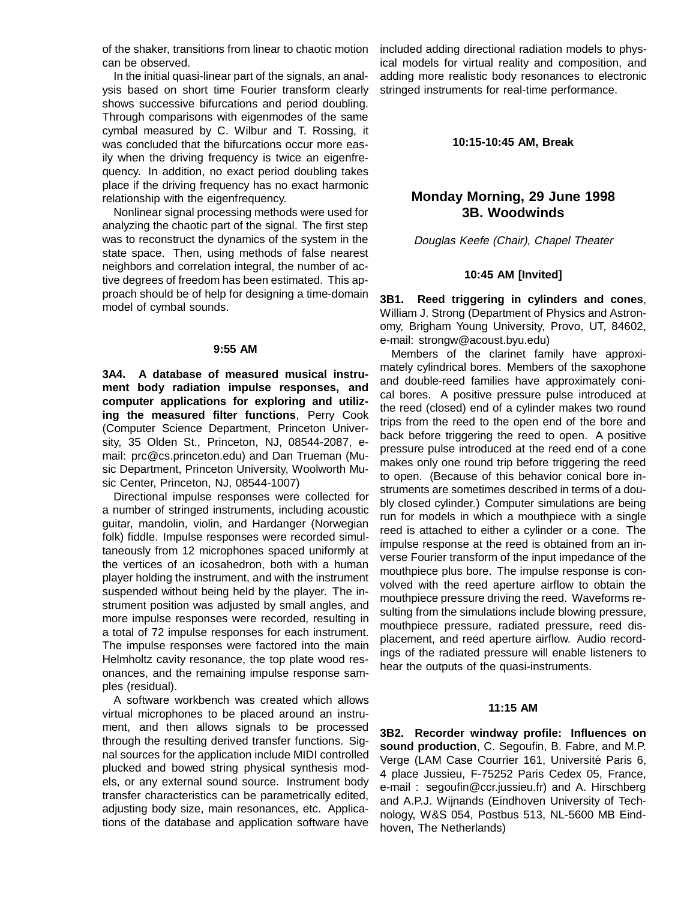of the shaker, transitions from linear to chaotic motion can be observed.

In the initial quasi-linear part of the signals, an analysis based on short time Fourier transform clearly shows successive bifurcations and period doubling. Through comparisons with eigenmodes of the same cymbal measured by C. Wilbur and T. Rossing, it was concluded that the bifurcations occur more easily when the driving frequency is twice an eigenfrequency. In addition, no exact period doubling takes place if the driving frequency has no exact harmonic relationship with the eigenfrequency.

Nonlinear signal processing methods were used for analyzing the chaotic part of the signal. The first step was to reconstruct the dynamics of the system in the state space. Then, using methods of false nearest neighbors and correlation integral, the number of active degrees of freedom has been estimated. This approach should be of help for designing a time-domain model of cymbal sounds.

**9:55 AM**

**3A4. A database of measured musical instrument body radiation impulse responses, and computer applications for exploring and utilizing the measured filter functions**, Perry Cook (Computer Science Department, Princeton University, 35 Olden St., Princeton, NJ, 08544-2087, e-mail: prc@cs.princeton.edu) and Dan Trueman (Music Department, Princeton University, Woolworth Music Center, Princeton, NJ, 08544-1007)

Directional impulse responses were collected for a number of stringed instruments, including acoustic guitar, mandolin, violin, and Hardanger (Norwegian folk) fiddle. Impulse responses were recorded simultaneously from 12 microphones spaced uniformly at the vertices of an icosahedron, both with a human player holding the instrument, and with the instrument suspended without being held by the player. The instrument position was adjusted by small angles, and more impulse responses were recorded, resulting in a total of 72 impulse responses for each instrument. The impulse responses were factored into the main Helmholtz cavity resonance, the top plate wood resonances, and the remaining impulse response samples (residual).

A software workbench was created which allows virtual microphones to be placed around an instrument, and then allows signals to be processed through the resulting derived transfer functions. Signal sources for the application include MIDI controlled plucked and bowed string physical synthesis models, or any external sound source. Instrument body transfer characteristics can be parametrically edited, adjusting body size, main resonances, etc. Applications of the database and application software have included adding directional radiation models to physical models for virtual reality and composition, and adding more realistic body resonances to electronic stringed instruments for real-time performance.

**10:15-10:45 AM, Break**

## Monday Morning, 29 June 1998
## 3B. Woodwinds

*Douglas Keefe (Chair), Chapel Theater*

**10:45 AM [Invited]**

**3B1. Reed triggering in cylinders and cones**, William J. Strong (Department of Physics and Astronomy, Brigham Young University, Provo, UT, 84602, e-mail: strongw@acoust.byu.edu)

Members of the clarinet family have approximately cylindrical bores. Members of the saxophone and double-reed families have approximately conical bores. A positive pressure pulse introduced at the reed (closed) end of a cylinder makes two round trips from the reed to the open end of the bore and back before triggering the reed to open. A positive pressure pulse introduced at the reed end of a cone makes only one round trip before triggering the reed to open. (Because of this behavior conical bore instruments are sometimes described in terms of a doubly closed cylinder.) Computer simulations are being run for models in which a mouthpiece with a single reed is attached to either a cylinder or a cone. The impulse response at the reed is obtained from an inverse Fourier transform of the input impedance of the mouthpiece plus bore. The impulse response is convolved with the reed aperture airflow to obtain the mouthpiece pressure driving the reed. Waveforms resulting from the simulations include blowing pressure, mouthpiece pressure, radiated pressure, reed displacement, and reed aperture airflow. Audio recordings of the radiated pressure will enable listeners to hear the outputs of the quasi-instruments.

**11:15 AM**

**3B2. Recorder windway profile: Influences on sound production**, C. Segoufin, B. Fabre, and M.P. Verge (LAM Case Courrier 161, Université Paris 6, 4 place Jussieu, F-75252 Paris Cedex 05, France, e-mail : segoufin@ccr.jussieu.fr) and A. Hirschberg and A.P.J. Wijnands (Eindhoven University of Technology, W&S 054, Postbus 513, NL-5600 MB Eindhoven, The Netherlands)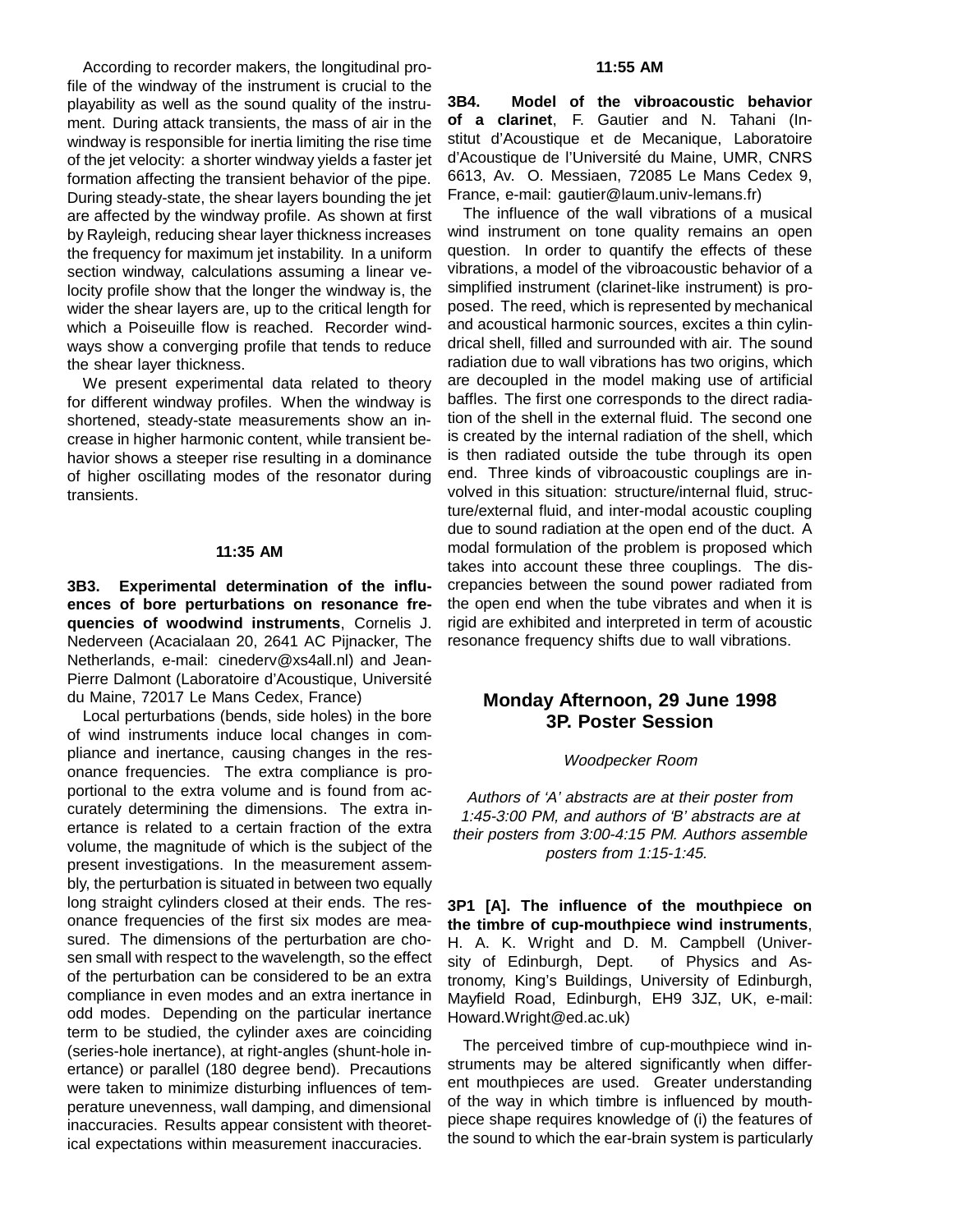According to recorder makers, the longitudinal profile of the windway of the instrument is crucial to the playability as well as the sound quality of the instrument. During attack transients, the mass of air in the windway is responsible for inertia limiting the rise time of the jet velocity: a shorter windway yields a faster jet formation affecting the transient behavior of the pipe. During steady-state, the shear layers bounding the jet are affected by the windway profile. As shown at first by Rayleigh, reducing shear layer thickness increases the frequency for maximum jet instability. In a uniform section windway, calculations assuming a linear velocity profile show that the longer the windway is, the wider the shear layers are, up to the critical length for which a Poiseuille flow is reached. Recorder windways show a converging profile that tends to reduce the shear layer thickness.

We present experimental data related to theory for different windway profiles. When the windway is shortened, steady-state measurements show an increase in higher harmonic content, while transient behavior shows a steeper rise resulting in a dominance of higher oscillating modes of the resonator during transients.

**11:35 AM**

**3B3. Experimental determination of the influences of bore perturbations on resonance frequencies of woodwind instruments**, Cornelis J. Nederveen (Acacialaan 20, 2641 AC Pijnacker, The Netherlands, e-mail: cinederv@xs4all.nl) and Jean-Pierre Dalmont (Laboratoire d'Acoustique, Université du Maine, 72017 Le Mans Cedex, France)

Local perturbations (bends, side holes) in the bore of wind instruments induce local changes in compliance and inertance, causing changes in the resonance frequencies. The extra compliance is proportional to the extra volume and is found from accurately determining the dimensions. The extra inertance is related to a certain fraction of the extra volume, the magnitude of which is the subject of the present investigations. In the measurement assembly, the perturbation is situated in between two equally long straight cylinders closed at their ends. The resonance frequencies of the first six modes are measured. The dimensions of the perturbation are chosen small with respect to the wavelength, so the effect of the perturbation can be considered to be an extra compliance in even modes and an extra inertance in odd modes. Depending on the particular inertance term to be studied, the cylinder axes are coinciding (series-hole inertance), at right-angles (shunt-hole inertance) or parallel (180 degree bend). Precautions were taken to minimize disturbing influences of temperature unevenness, wall damping, and dimensional inaccuracies. Results appear consistent with theoretical expectations within measurement inaccuracies.

**11:55 AM**

**3B4. Model of the vibroacoustic behavior of a clarinet**, F. Gautier and N. Tahani (Institut d'Acoustique et de Mecanique, Laboratoire d'Acoustique de l'Université du Maine, UMR, CNRS 6613, Av. O. Messiaen, 72085 Le Mans Cedex 9, France, e-mail: gautier@laum.univ-lemans.fr)

The influence of the wall vibrations of a musical wind instrument on tone quality remains an open question. In order to quantify the effects of these vibrations, a model of the vibroacoustic behavior of a simplified instrument (clarinet-like instrument) is proposed. The reed, which is represented by mechanical and acoustical harmonic sources, excites a thin cylindrical shell, filled and surrounded with air. The sound radiation due to wall vibrations has two origins, which are decoupled in the model making use of artificial baffles. The first one corresponds to the direct radiation of the shell in the external fluid. The second one is created by the internal radiation of the shell, which is then radiated outside the tube through its open end. Three kinds of vibroacoustic couplings are involved in this situation: structure/internal fluid, structure/external fluid, and inter-modal acoustic coupling due to sound radiation at the open end of the duct. A modal formulation of the problem is proposed which takes into account these three couplings. The discrepancies between the sound power radiated from the open end when the tube vibrates and when it is rigid are exhibited and interpreted in term of acoustic resonance frequency shifts due to wall vibrations.

## Monday Afternoon, 29 June 1998
## 3P. Poster Session

*Woodpecker Room*

*Authors of 'A' abstracts are at their poster from 1:45-3:00 PM, and authors of 'B' abstracts are at their posters from 3:00-4:15 PM. Authors assemble posters from 1:15-1:45.*

**3P1 [A]. The influence of the mouthpiece on the timbre of cup-mouthpiece wind instruments**, H. A. K. Wright and D. M. Campbell (University of Edinburgh, Dept. of Physics and Astronomy, King's Buildings, University of Edinburgh, Mayfield Road, Edinburgh, EH9 3JZ, UK, e-mail: Howard.Wright@ed.ac.uk)

The perceived timbre of cup-mouthpiece wind instruments may be altered significantly when different mouthpieces are used. Greater understanding of the way in which timbre is influenced by mouthpiece shape requires knowledge of (i) the features of the sound to which the ear-brain system is particularly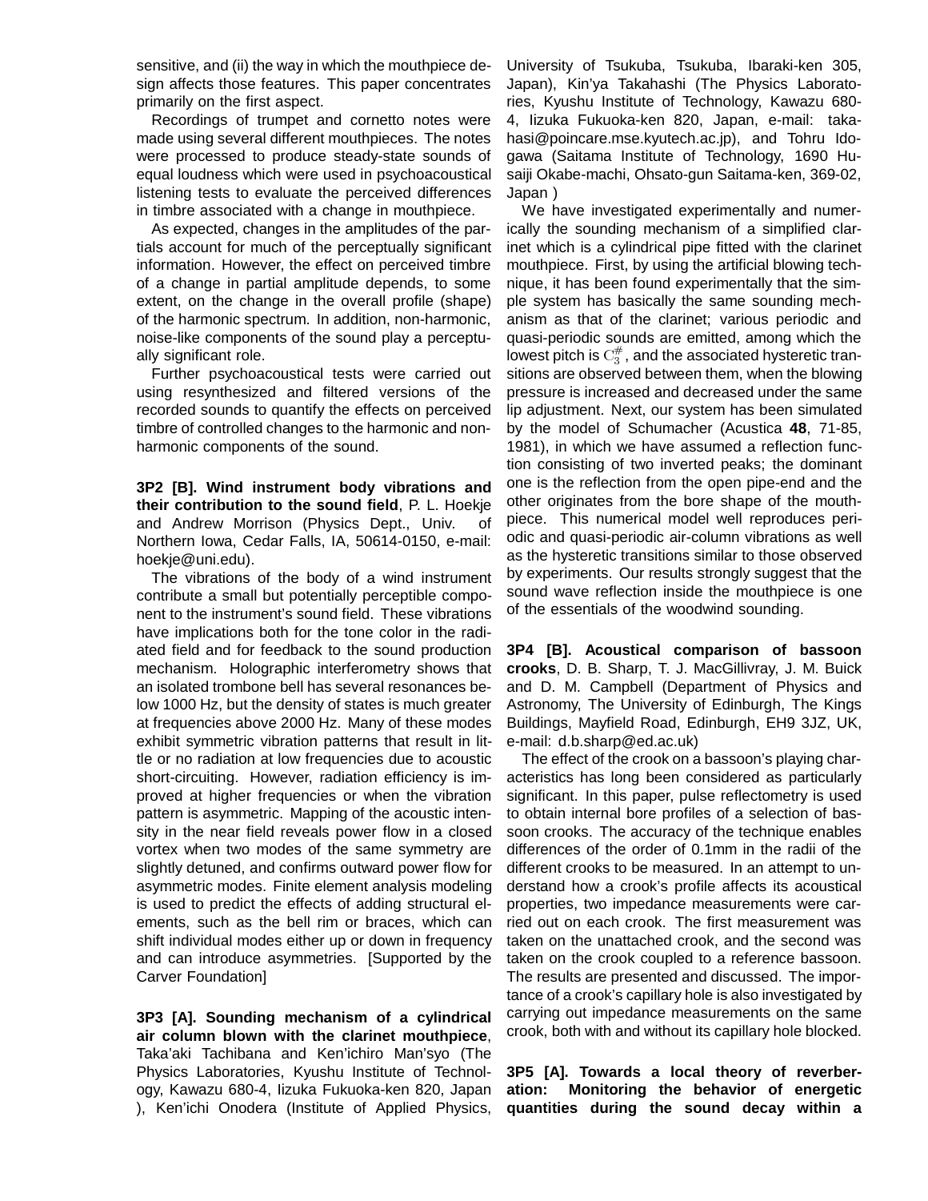sensitive, and (ii) the way in which the mouthpiece design affects those features. This paper concentrates primarily on the first aspect.

Recordings of trumpet and cornetto notes were made using several different mouthpieces. The notes were processed to produce steady-state sounds of equal loudness which were used in psychoacoustical listening tests to evaluate the perceived differences in timbre associated with a change in mouthpiece.

As expected, changes in the amplitudes of the partials account for much of the perceptually significant information. However, the effect on perceived timbre of a change in partial amplitude depends, to some extent, on the change in the overall profile (shape) of the harmonic spectrum. In addition, non-harmonic, noise-like components of the sound play a perceptually significant role.

Further psychoacoustical tests were carried out using resynthesized and filtered versions of the recorded sounds to quantify the effects on perceived timbre of controlled changes to the harmonic and non-harmonic components of the sound.

**3P2 [B]. Wind instrument body vibrations and their contribution to the sound field**, P. L. Hoekje and Andrew Morrison (Physics Dept., Univ. of Northern Iowa, Cedar Falls, IA, 50614-0150, e-mail: hoekje@uni.edu).

The vibrations of the body of a wind instrument contribute a small but potentially perceptible component to the instrument's sound field. These vibrations have implications both for the tone color in the radiated field and for feedback to the sound production mechanism. Holographic interferometry shows that an isolated trombone bell has several resonances below 1000 Hz, but the density of states is much greater at frequencies above 2000 Hz. Many of these modes exhibit symmetric vibration patterns that result in little or no radiation at low frequencies due to acoustic short-circuiting. However, radiation efficiency is improved at higher frequencies or when the vibration pattern is asymmetric. Mapping of the acoustic intensity in the near field reveals power flow in a closed vortex when two modes of the same symmetry are slightly detuned, and confirms outward power flow for asymmetric modes. Finite element analysis modeling is used to predict the effects of adding structural elements, such as the bell rim or braces, which can shift individual modes either up or down in frequency and can introduce asymmetries. [Supported by the Carver Foundation]

**3P3 [A]. Sounding mechanism of a cylindrical air column blown with the clarinet mouthpiece**, Taka'aki Tachibana and Ken'ichiro Man'syo (The Physics Laboratories, Kyushu Institute of Technology, Kawazu 680-4, Iizuka Fukuoka-ken 820, Japan ), Ken'ichi Onodera (Institute of Applied Physics, University of Tsukuba, Tsukuba, Ibaraki-ken 305, Japan), Kin'ya Takahashi (The Physics Laboratories, Kyushu Institute of Technology, Kawazu 680-4, Iizuka Fukuoka-ken 820, Japan, e-mail: takahasi@poincare.mse.kyutech.ac.jp), and Tohru Idogawa (Saitama Institute of Technology, 1690 Husaiji Okabe-machi, Ohsato-gun Saitama-ken, 369-02, Japan )

We have investigated experimentally and numerically the sounding mechanism of a simplified clarinet which is a cylindrical pipe fitted with the clarinet mouthpiece. First, by using the artificial blowing technique, it has been found experimentally that the simple system has basically the same sounding mechanism as that of the clarinet; various periodic and quasi-periodic sounds are emitted, among which the lowest pitch is $\mathrm{C}_3^{\#}$, and the associated hysteretic transitions are observed between them, when the blowing pressure is increased and decreased under the same lip adjustment. Next, our system has been simulated by the model of Schumacher (Acustica **48**, 71-85, 1981), in which we have assumed a reflection function consisting of two inverted peaks; the dominant one is the reflection from the open pipe-end and the other originates from the bore shape of the mouthpiece. This numerical model well reproduces periodic and quasi-periodic air-column vibrations as well as the hysteretic transitions similar to those observed by experiments. Our results strongly suggest that the sound wave reflection inside the mouthpiece is one of the essentials of the woodwind sounding.

**3P4 [B]. Acoustical comparison of bassoon crooks**, D. B. Sharp, T. J. MacGillivray, J. M. Buick and D. M. Campbell (Department of Physics and Astronomy, The University of Edinburgh, The Kings Buildings, Mayfield Road, Edinburgh, EH9 3JZ, UK, e-mail: d.b.sharp@ed.ac.uk)

The effect of the crook on a bassoon's playing characteristics has long been considered as particularly significant. In this paper, pulse reflectometry is used to obtain internal bore profiles of a selection of bassoon crooks. The accuracy of the technique enables differences of the order of 0.1mm in the radii of the different crooks to be measured. In an attempt to understand how a crook's profile affects its acoustical properties, two impedance measurements were carried out on each crook. The first measurement was taken on the unattached crook, and the second was taken on the crook coupled to a reference bassoon. The results are presented and discussed. The importance of a crook's capillary hole is also investigated by carrying out impedance measurements on the same crook, both with and without its capillary hole blocked.

**3P5 [A]. Towards a local theory of reverberation: Monitoring the behavior of energetic quantities during the sound decay within a**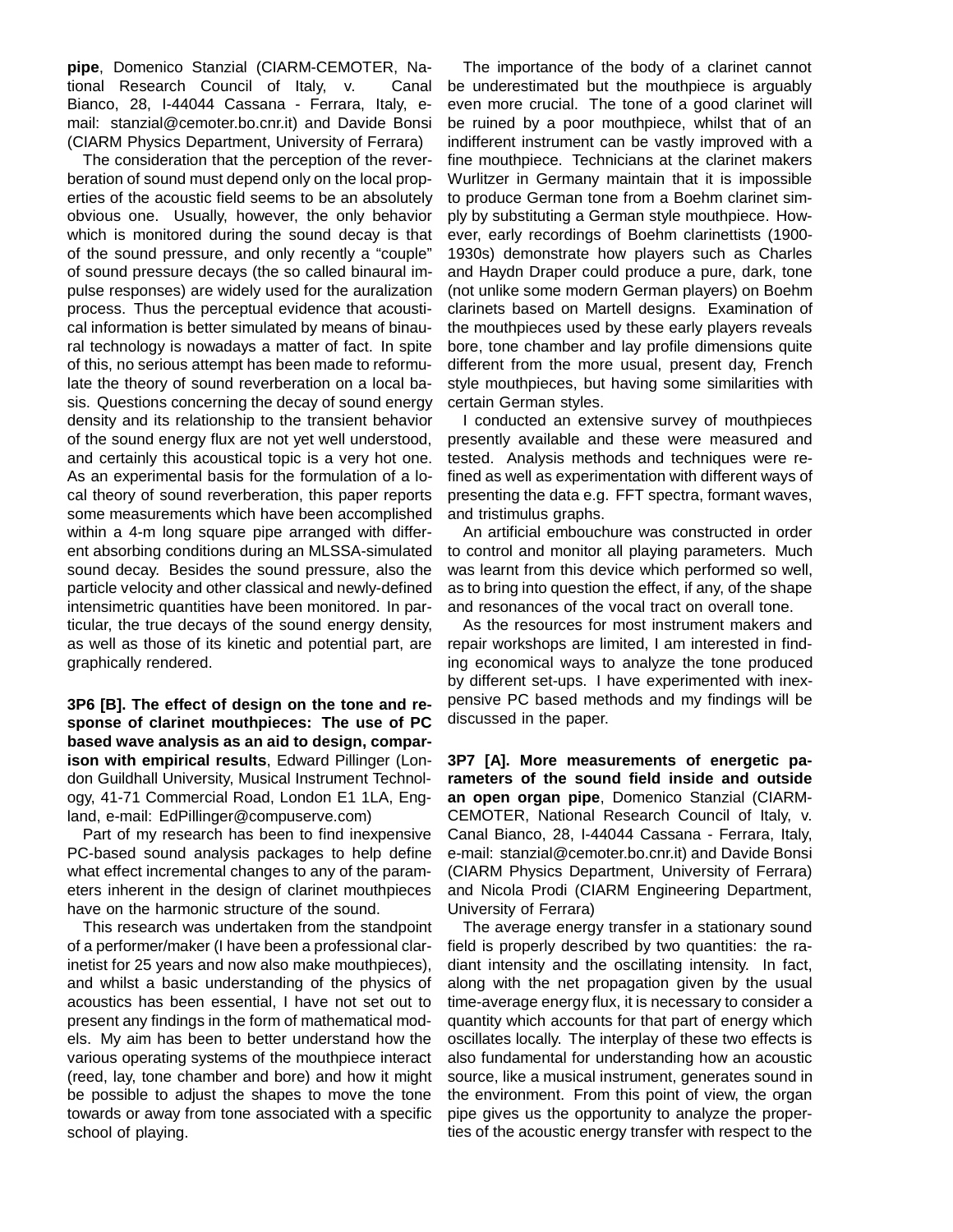**pipe**, Domenico Stanzial (CIARM-CEMOTER, National Research Council of Italy, v. Canal Bianco, 28, I-44044 Cassana - Ferrara, Italy, e-mail: stanzial@cemoter.bo.cnr.it) and Davide Bonsi (CIARM Physics Department, University of Ferrara)

The consideration that the perception of the reverberation of sound must depend only on the local properties of the acoustic field seems to be an absolutely obvious one. Usually, however, the only behavior which is monitored during the sound decay is that of the sound pressure, and only recently a "couple" of sound pressure decays (the so called binaural impulse responses) are widely used for the auralization process. Thus the perceptual evidence that acoustical information is better simulated by means of binaural technology is nowadays a matter of fact. In spite of this, no serious attempt has been made to reformulate the theory of sound reverberation on a local basis. Questions concerning the decay of sound energy density and its relationship to the transient behavior of the sound energy flux are not yet well understood, and certainly this acoustical topic is a very hot one. As an experimental basis for the formulation of a local theory of sound reverberation, this paper reports some measurements which have been accomplished within a 4-m long square pipe arranged with different absorbing conditions during an MLSSA-simulated sound decay. Besides the sound pressure, also the particle velocity and other classical and newly-defined intensimetric quantities have been monitored. In particular, the true decays of the sound energy density, as well as those of its kinetic and potential part, are graphically rendered.

**3P6 [B]. The effect of design on the tone and response of clarinet mouthpieces: The use of PC based wave analysis as an aid to design, comparison with empirical results**, Edward Pillinger (London Guildhall University, Musical Instrument Technology, 41-71 Commercial Road, London E1 1LA, England, e-mail: EdPillinger@compuserve.com)

Part of my research has been to find inexpensive PC-based sound analysis packages to help define what effect incremental changes to any of the parameters inherent in the design of clarinet mouthpieces have on the harmonic structure of the sound.

This research was undertaken from the standpoint of a performer/maker (I have been a professional clarinetist for 25 years and now also make mouthpieces), and whilst a basic understanding of the physics of acoustics has been essential, I have not set out to present any findings in the form of mathematical models. My aim has been to better understand how the various operating systems of the mouthpiece interact (reed, lay, tone chamber and bore) and how it might be possible to adjust the shapes to move the tone towards or away from tone associated with a specific school of playing.

The importance of the body of a clarinet cannot be underestimated but the mouthpiece is arguably even more crucial. The tone of a good clarinet will be ruined by a poor mouthpiece, whilst that of an indifferent instrument can be vastly improved with a fine mouthpiece. Technicians at the clarinet makers Wurlitzer in Germany maintain that it is impossible to produce German tone from a Boehm clarinet simply by substituting a German style mouthpiece. However, early recordings of Boehm clarinettists (1900-1930s) demonstrate how players such as Charles and Haydn Draper could produce a pure, dark, tone (not unlike some modern German players) on Boehm clarinets based on Martell designs. Examination of the mouthpieces used by these early players reveals bore, tone chamber and lay profile dimensions quite different from the more usual, present day, French style mouthpieces, but having some similarities with certain German styles.

I conducted an extensive survey of mouthpieces presently available and these were measured and tested. Analysis methods and techniques were refined as well as experimentation with different ways of presenting the data e.g. FFT spectra, formant waves, and tristimulus graphs.

An artificial embouchure was constructed in order to control and monitor all playing parameters. Much was learnt from this device which performed so well, as to bring into question the effect, if any, of the shape and resonances of the vocal tract on overall tone.

As the resources for most instrument makers and repair workshops are limited, I am interested in finding economical ways to analyze the tone produced by different set-ups. I have experimented with inexpensive PC based methods and my findings will be discussed in the paper.

**3P7 [A]. More measurements of energetic parameters of the sound field inside and outside an open organ pipe**, Domenico Stanzial (CIARM-CEMOTER, National Research Council of Italy, v. Canal Bianco, 28, I-44044 Cassana - Ferrara, Italy, e-mail: stanzial@cemoter.bo.cnr.it) and Davide Bonsi (CIARM Physics Department, University of Ferrara) and Nicola Prodi (CIARM Engineering Department, University of Ferrara)

The average energy transfer in a stationary sound field is properly described by two quantities: the radiant intensity and the oscillating intensity. In fact, along with the net propagation given by the usual time-average energy flux, it is necessary to consider a quantity which accounts for that part of energy which oscillates locally. The interplay of these two effects is also fundamental for understanding how an acoustic source, like a musical instrument, generates sound in the environment. From this point of view, the organ pipe gives us the opportunity to analyze the properties of the acoustic energy transfer with respect to the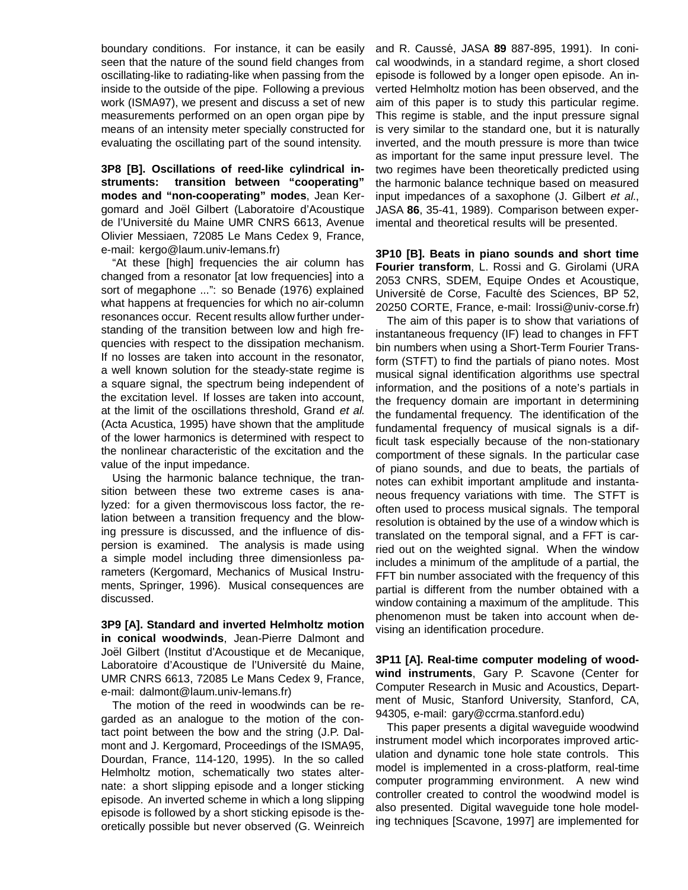boundary conditions. For instance, it can be easily seen that the nature of the sound field changes from oscillating-like to radiating-like when passing from the inside to the outside of the pipe. Following a previous work (ISMA97), we present and discuss a set of new measurements performed on an open organ pipe by means of an intensity meter specially constructed for evaluating the oscillating part of the sound intensity.

**3P8 [B]. Oscillations of reed-like cylindrical instruments: transition between "cooperating" modes and "non-cooperating" modes**, Jean Kergomard and Joël Gilbert (Laboratoire d'Acoustique de l'Université du Maine UMR CNRS 6613, Avenue Olivier Messiaen, 72085 Le Mans Cedex 9, France, e-mail: kergo@laum.univ-lemans.fr)

"At these [high] frequencies the air column has changed from a resonator [at low frequencies] into a sort of megaphone ...": so Benade (1976) explained what happens at frequencies for which no air-column resonances occur. Recent results allow further understanding of the transition between low and high frequencies with respect to the dissipation mechanism. If no losses are taken into account in the resonator, a well known solution for the steady-state regime is a square signal, the spectrum being independent of the excitation level. If losses are taken into account, at the limit of the oscillations threshold, Grand *et al.* (Acta Acustica, 1995) have shown that the amplitude of the lower harmonics is determined with respect to the nonlinear characteristic of the excitation and the value of the input impedance.

Using the harmonic balance technique, the transition between these two extreme cases is analyzed: for a given thermoviscous loss factor, the relation between a transition frequency and the blowing pressure is discussed, and the influence of dispersion is examined. The analysis is made using a simple model including three dimensionless parameters (Kergomard, Mechanics of Musical Instruments, Springer, 1996). Musical consequences are discussed.

**3P9 [A]. Standard and inverted Helmholtz motion in conical woodwinds**, Jean-Pierre Dalmont and Joël Gilbert (Institut d'Acoustique et de Mecanique, Laboratoire d'Acoustique de l'Université du Maine, UMR CNRS 6613, 72085 Le Mans Cedex 9, France, e-mail: dalmont@laum.univ-lemans.fr)

The motion of the reed in woodwinds can be regarded as an analogue to the motion of the contact point between the bow and the string (J.P. Dalmont and J. Kergomard, Proceedings of the ISMA95, Dourdan, France, 114-120, 1995). In the so called Helmholtz motion, schematically two states alternate: a short slipping episode and a longer sticking episode. An inverted scheme in which a long slipping episode is followed by a short sticking episode is theoretically possible but never observed (G. Weinreich and R. Caussé, JASA **89** 887-895, 1991). In conical woodwinds, in a standard regime, a short closed episode is followed by a longer open episode. An inverted Helmholtz motion has been observed, and the aim of this paper is to study this particular regime. This regime is stable, and the input pressure signal is very similar to the standard one, but it is naturally inverted, and the mouth pressure is more than twice as important for the same input pressure level. The two regimes have been theoretically predicted using the harmonic balance technique based on measured input impedances of a saxophone (J. Gilbert *et al.*, JASA **86**, 35-41, 1989). Comparison between experimental and theoretical results will be presented.

**3P10 [B]. Beats in piano sounds and short time Fourier transform**, L. Rossi and G. Girolami (URA 2053 CNRS, SDEM, Equipe Ondes et Acoustique, Université de Corse, Faculté des Sciences, BP 52, 20250 CORTE, France, e-mail: lrossi@univ-corse.fr)

The aim of this paper is to show that variations of instantaneous frequency (IF) lead to changes in FFT bin numbers when using a Short-Term Fourier Transform (STFT) to find the partials of piano notes. Most musical signal identification algorithms use spectral information, and the positions of a note's partials in the frequency domain are important in determining the fundamental frequency. The identification of the fundamental frequency of musical signals is a difficult task especially because of the non-stationary comportment of these signals. In the particular case of piano sounds, and due to beats, the partials of notes can exhibit important amplitude and instantaneous frequency variations with time. The STFT is often used to process musical signals. The temporal resolution is obtained by the use of a window which is translated on the temporal signal, and a FFT is carried out on the weighted signal. When the window includes a minimum of the amplitude of a partial, the FFT bin number associated with the frequency of this partial is different from the number obtained with a window containing a maximum of the amplitude. This phenomenon must be taken into account when devising an identification procedure.

**3P11 [A]. Real-time computer modeling of woodwind instruments**, Gary P. Scavone (Center for Computer Research in Music and Acoustics, Department of Music, Stanford University, Stanford, CA, 94305, e-mail: gary@ccrma.stanford.edu)

This paper presents a digital waveguide woodwind instrument model which incorporates improved articulation and dynamic tone hole state controls. This model is implemented in a cross-platform, real-time computer programming environment. A new wind controller created to control the woodwind model is also presented. Digital waveguide tone hole modeling techniques [Scavone, 1997] are implemented for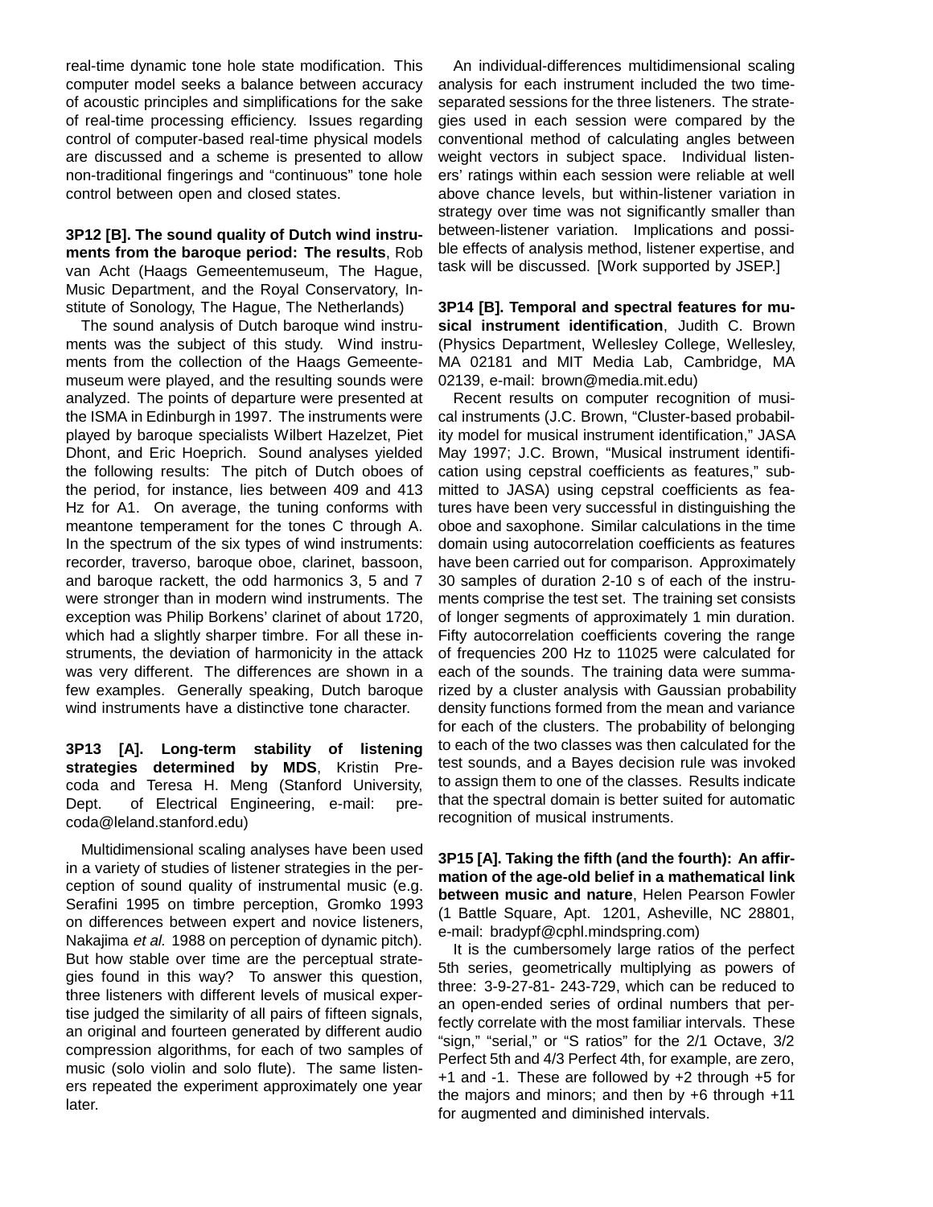real-time dynamic tone hole state modification. This computer model seeks a balance between accuracy of acoustic principles and simplifications for the sake of real-time processing efficiency. Issues regarding control of computer-based real-time physical models are discussed and a scheme is presented to allow non-traditional fingerings and "continuous" tone hole control between open and closed states.

**3P12 [B]. The sound quality of Dutch wind instruments from the baroque period: The results**, Rob van Acht (Haags Gemeentemuseum, The Hague, Music Department, and the Royal Conservatory, Institute of Sonology, The Hague, The Netherlands)

The sound analysis of Dutch baroque wind instruments was the subject of this study. Wind instruments from the collection of the Haags Gemeentemuseum were played, and the resulting sounds were analyzed. The points of departure were presented at the ISMA in Edinburgh in 1997. The instruments were played by baroque specialists Wilbert Hazelzet, Piet Dhont, and Eric Hoeprich. Sound analyses yielded the following results: The pitch of Dutch oboes of the period, for instance, lies between 409 and 413 Hz for A1. On average, the tuning conforms with meantone temperament for the tones C through A. In the spectrum of the six types of wind instruments: recorder, traverso, baroque oboe, clarinet, bassoon, and baroque rackett, the odd harmonics 3, 5 and 7 were stronger than in modern wind instruments. The exception was Philip Borkens' clarinet of about 1720, which had a slightly sharper timbre. For all these instruments, the deviation of harmonicity in the attack was very different. The differences are shown in a few examples. Generally speaking, Dutch baroque wind instruments have a distinctive tone character.

**3P13 [A]. Long-term stability of listening strategies determined by MDS**, Kristin Precoda and Teresa H. Meng (Stanford University, Dept. of Electrical Engineering, e-mail: precoda@leland.stanford.edu)

Multidimensional scaling analyses have been used in a variety of studies of listener strategies in the perception of sound quality of instrumental music (e.g. Serafini 1995 on timbre perception, Gromko 1993 on differences between expert and novice listeners, Nakajima *et al.* 1988 on perception of dynamic pitch). But how stable over time are the perceptual strategies found in this way? To answer this question, three listeners with different levels of musical expertise judged the similarity of all pairs of fifteen signals, an original and fourteen generated by different audio compression algorithms, for each of two samples of music (solo violin and solo flute). The same listeners repeated the experiment approximately one year later.

An individual-differences multidimensional scaling analysis for each instrument included the two time-separated sessions for the three listeners. The strategies used in each session were compared by the conventional method of calculating angles between weight vectors in subject space. Individual listeners' ratings within each session were reliable at well above chance levels, but within-listener variation in strategy over time was not significantly smaller than between-listener variation. Implications and possible effects of analysis method, listener expertise, and task will be discussed. [Work supported by JSEP.]

**3P14 [B]. Temporal and spectral features for musical instrument identification**, Judith C. Brown (Physics Department, Wellesley College, Wellesley, MA 02181 and MIT Media Lab, Cambridge, MA 02139, e-mail: brown@media.mit.edu)

Recent results on computer recognition of musical instruments (J.C. Brown, "Cluster-based probability model for musical instrument identification," JASA May 1997; J.C. Brown, "Musical instrument identification using cepstral coefficients as features," submitted to JASA) using cepstral coefficients as features have been very successful in distinguishing the oboe and saxophone. Similar calculations in the time domain using autocorrelation coefficients as features have been carried out for comparison. Approximately 30 samples of duration 2-10 s of each of the instruments comprise the test set. The training set consists of longer segments of approximately 1 min duration. Fifty autocorrelation coefficients covering the range of frequencies 200 Hz to 11025 were calculated for each of the sounds. The training data were summarized by a cluster analysis with Gaussian probability density functions formed from the mean and variance for each of the clusters. The probability of belonging to each of the two classes was then calculated for the test sounds, and a Bayes decision rule was invoked to assign them to one of the classes. Results indicate that the spectral domain is better suited for automatic recognition of musical instruments.

**3P15 [A]. Taking the fifth (and the fourth): An affirmation of the age-old belief in a mathematical link between music and nature**, Helen Pearson Fowler (1 Battle Square, Apt. 1201, Asheville, NC 28801, e-mail: bradypf@cphl.mindspring.com)

It is the cumbersomely large ratios of the perfect 5th series, geometrically multiplying as powers of three: 3-9-27-81- 243-729, which can be reduced to an open-ended series of ordinal numbers that perfectly correlate with the most familiar intervals. These "sign," "serial," or "S ratios" for the 2/1 Octave, 3/2 Perfect 5th and 4/3 Perfect 4th, for example, are zero, +1 and -1. These are followed by +2 through +5 for the majors and minors; and then by +6 through +11 for augmented and diminished intervals.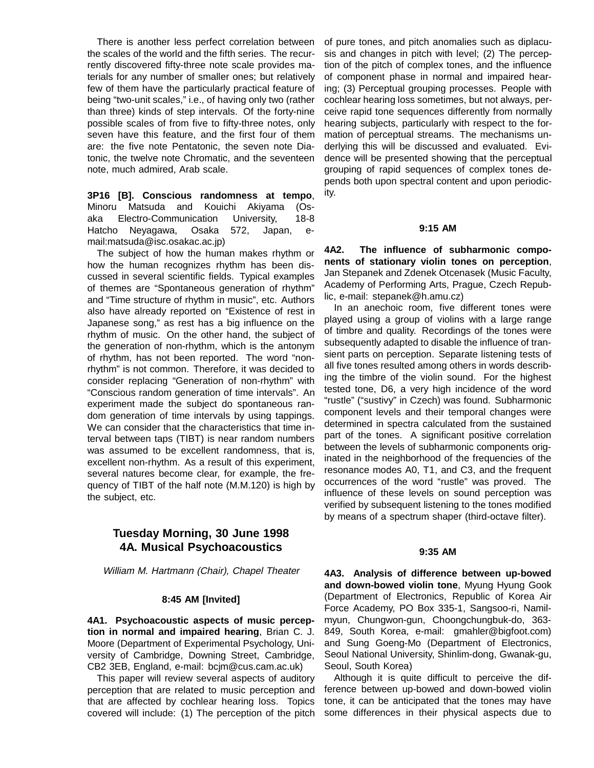There is another less perfect correlation between the scales of the world and the fifth series. The recurrently discovered fifty-three note scale provides materials for any number of smaller ones; but relatively few of them have the particularly practical feature of being "two-unit scales," i.e., of having only two (rather than three) kinds of step intervals. Of the forty-nine possible scales of from five to fifty-three notes, only seven have this feature, and the first four of them are: the five note Pentatonic, the seven note Diatonic, the twelve note Chromatic, and the seventeen note, much admired, Arab scale.

**3P16 [B]. Conscious randomness at tempo**, Minoru Matsuda and Kouichi Akiyama (Osaka Electro-Communication University, 18-8 Hatcho Neyagawa, Osaka 572, Japan, e-mail:matsuda@isc.osakac.ac.jp)

The subject of how the human makes rhythm or how the human recognizes rhythm has been discussed in several scientific fields. Typical examples of themes are "Spontaneous generation of rhythm" and "Time structure of rhythm in music", etc. Authors also have already reported on "Existence of rest in Japanese song," as rest has a big influence on the rhythm of music. On the other hand, the subject of the generation of non-rhythm, which is the antonym of rhythm, has not been reported. The word "non-rhythm" is not common. Therefore, it was decided to consider replacing "Generation of non-rhythm" with "Conscious random generation of time intervals". An experiment made the subject do spontaneous random generation of time intervals by using tappings. We can consider that the characteristics that time interval between taps (TIBT) is near random numbers was assumed to be excellent randomness, that is, excellent non-rhythm. As a result of this experiment, several natures become clear, for example, the frequency of TIBT of the half note (M.M.120) is high by the subject, etc.

## Tuesday Morning, 30 June 1998
## 4A. Musical Psychoacoustics

*William M. Hartmann (Chair), Chapel Theater*

**8:45 AM [Invited]**

**4A1. Psychoacoustic aspects of music perception in normal and impaired hearing**, Brian C. J. Moore (Department of Experimental Psychology, University of Cambridge, Downing Street, Cambridge, CB2 3EB, England, e-mail: bcjm@cus.cam.ac.uk)

This paper will review several aspects of auditory perception that are related to music perception and that are affected by cochlear hearing loss. Topics covered will include: (1) The perception of the pitch of pure tones, and pitch anomalies such as diplacusis and changes in pitch with level; (2) The perception of the pitch of complex tones, and the influence of component phase in normal and impaired hearing; (3) Perceptual grouping processes. People with cochlear hearing loss sometimes, but not always, perceive rapid tone sequences differently from normally hearing subjects, particularly with respect to the formation of perceptual streams. The mechanisms underlying this will be discussed and evaluated. Evidence will be presented showing that the perceptual grouping of rapid sequences of complex tones depends both upon spectral content and upon periodicity.

**9:15 AM**

**4A2. The influence of subharmonic components of stationary violin tones on perception**, Jan Stepanek and Zdenek Otcenasek (Music Faculty, Academy of Performing Arts, Prague, Czech Republic, e-mail: stepanek@h.amu.cz)

In an anechoic room, five different tones were played using a group of violins with a large range of timbre and quality. Recordings of the tones were subsequently adapted to disable the influence of transient parts on perception. Separate listening tests of all five tones resulted among others in words describing the timbre of the violin sound. For the highest tested tone, D6, a very high incidence of the word "rustle" ("sustivy" in Czech) was found. Subharmonic component levels and their temporal changes were determined in spectra calculated from the sustained part of the tones. A significant positive correlation between the levels of subharmonic components originated in the neighborhood of the frequencies of the resonance modes A0, T1, and C3, and the frequent occurrences of the word "rustle" was proved. The influence of these levels on sound perception was verified by subsequent listening to the tones modified by means of a spectrum shaper (third-octave filter).

**9:35 AM**

**4A3. Analysis of difference between up-bowed and down-bowed violin tone**, Myung Hyung Gook (Department of Electronics, Republic of Korea Air Force Academy, PO Box 335-1, Sangsoo-ri, Namil-myun, Chungwon-gun, Choongchungbuk-do, 363-849, South Korea, e-mail: gmahler@bigfoot.com) and Sung Goeng-Mo (Department of Electronics, Seoul National University, Shinlim-dong, Gwanak-gu, Seoul, South Korea)

Although it is quite difficult to perceive the difference between up-bowed and down-bowed violin tone, it can be anticipated that the tones may have some differences in their physical aspects due to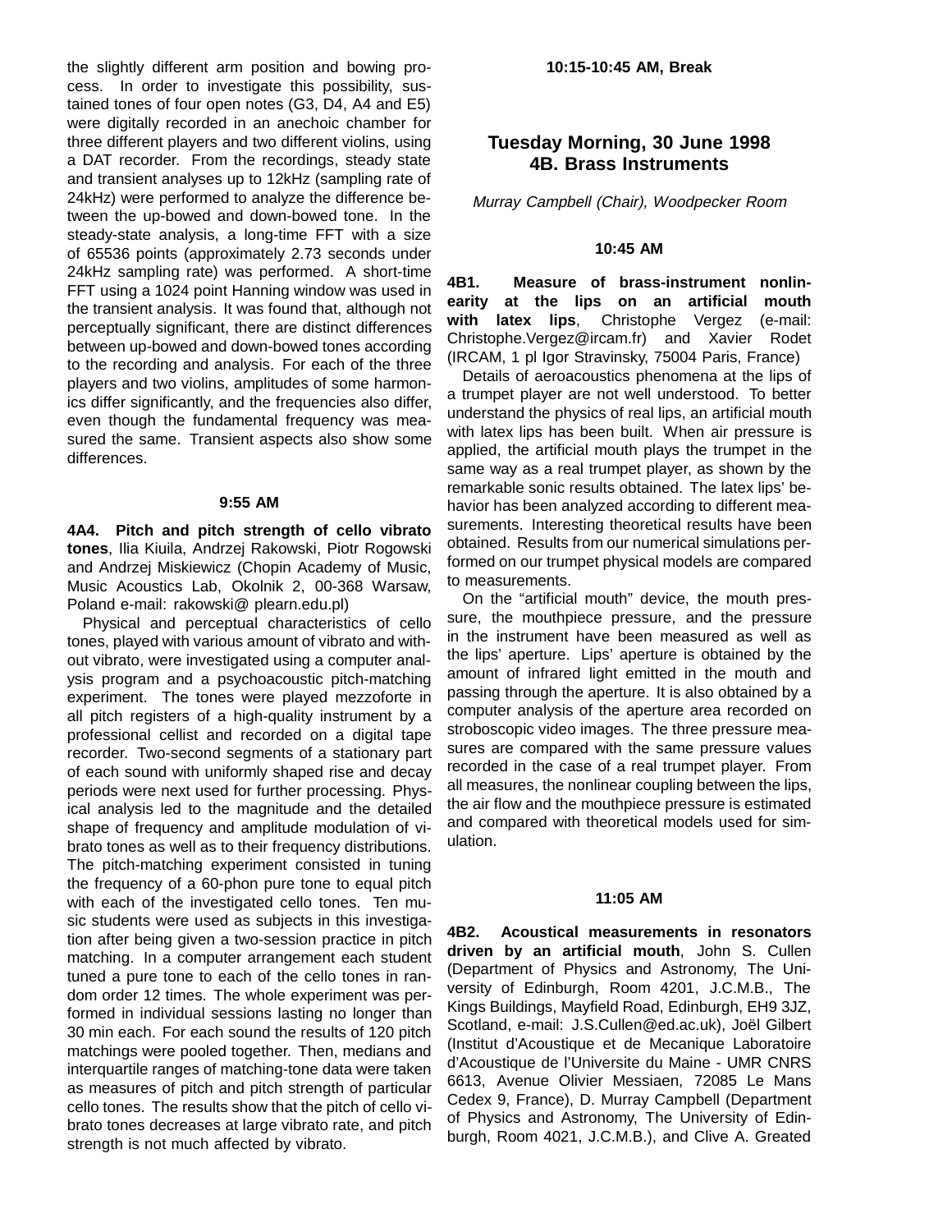the slightly different arm position and bowing process. In order to investigate this possibility, sustained tones of four open notes (G3, D4, A4 and E5) were digitally recorded in an anechoic chamber for three different players and two different violins, using a DAT recorder. From the recordings, steady state and transient analyses up to 12kHz (sampling rate of 24kHz) were performed to analyze the difference between the up-bowed and down-bowed tone. In the steady-state analysis, a long-time FFT with a size of 65536 points (approximately 2.73 seconds under 24kHz sampling rate) was performed. A short-time FFT using a 1024 point Hanning window was used in the transient analysis. It was found that, although not perceptually significant, there are distinct differences between up-bowed and down-bowed tones according to the recording and analysis. For each of the three players and two violins, amplitudes of some harmonics differ significantly, and the frequencies also differ, even though the fundamental frequency was measured the same. Transient aspects also show some differences.

**9:55 AM**

**4A4. Pitch and pitch strength of cello vibrato tones**, Ilia Kiuila, Andrzej Rakowski, Piotr Rogowski and Andrzej Miskiewicz (Chopin Academy of Music, Music Acoustics Lab, Okolnik 2, 00-368 Warsaw, Poland e-mail: rakowski@ plearn.edu.pl)

Physical and perceptual characteristics of cello tones, played with various amount of vibrato and without vibrato, were investigated using a computer analysis program and a psychoacoustic pitch-matching experiment. The tones were played mezzoforte in all pitch registers of a high-quality instrument by a professional cellist and recorded on a digital tape recorder. Two-second segments of a stationary part of each sound with uniformly shaped rise and decay periods were next used for further processing. Physical analysis led to the magnitude and the detailed shape of frequency and amplitude modulation of vibrato tones as well as to their frequency distributions. The pitch-matching experiment consisted in tuning the frequency of a 60-phon pure tone to equal pitch with each of the investigated cello tones. Ten music students were used as subjects in this investigation after being given a two-session practice in pitch matching. In a computer arrangement each student tuned a pure tone to each of the cello tones in random order 12 times. The whole experiment was performed in individual sessions lasting no longer than 30 min each. For each sound the results of 120 pitch matchings were pooled together. Then, medians and interquartile ranges of matching-tone data were taken as measures of pitch and pitch strength of particular cello tones. The results show that the pitch of cello vibrato tones decreases at large vibrato rate, and pitch strength is not much affected by vibrato.

**10:15-10:45 AM, Break**

## Tuesday Morning, 30 June 1998
## 4B. Brass Instruments

*Murray Campbell (Chair), Woodpecker Room*

**10:45 AM**

**4B1. Measure of brass-instrument nonlinearity at the lips on an artificial mouth with latex lips**, Christophe Vergez (e-mail: Christophe.Vergez@ircam.fr) and Xavier Rodet (IRCAM, 1 pl Igor Stravinsky, 75004 Paris, France)

Details of aeroacoustics phenomena at the lips of a trumpet player are not well understood. To better understand the physics of real lips, an artificial mouth with latex lips has been built. When air pressure is applied, the artificial mouth plays the trumpet in the same way as a real trumpet player, as shown by the remarkable sonic results obtained. The latex lips' behavior has been analyzed according to different measurements. Interesting theoretical results have been obtained. Results from our numerical simulations performed on our trumpet physical models are compared to measurements.

On the "artificial mouth" device, the mouth pressure, the mouthpiece pressure, and the pressure in the instrument have been measured as well as the lips' aperture. Lips' aperture is obtained by the amount of infrared light emitted in the mouth and passing through the aperture. It is also obtained by a computer analysis of the aperture area recorded on stroboscopic video images. The three pressure measures are compared with the same pressure values recorded in the case of a real trumpet player. From all measures, the nonlinear coupling between the lips, the air flow and the mouthpiece pressure is estimated and compared with theoretical models used for simulation.

**11:05 AM**

**4B2. Acoustical measurements in resonators driven by an artificial mouth**, John S. Cullen (Department of Physics and Astronomy, The University of Edinburgh, Room 4201, J.C.M.B., The Kings Buildings, Mayfield Road, Edinburgh, EH9 3JZ, Scotland, e-mail: J.S.Cullen@ed.ac.uk), Joël Gilbert (Institut d'Acoustique et de Mecanique Laboratoire d'Acoustique de l'Universite du Maine - UMR CNRS 6613, Avenue Olivier Messiaen, 72085 Le Mans Cedex 9, France), D. Murray Campbell (Department of Physics and Astronomy, The University of Edinburgh, Room 4021, J.C.M.B.), and Clive A. Greated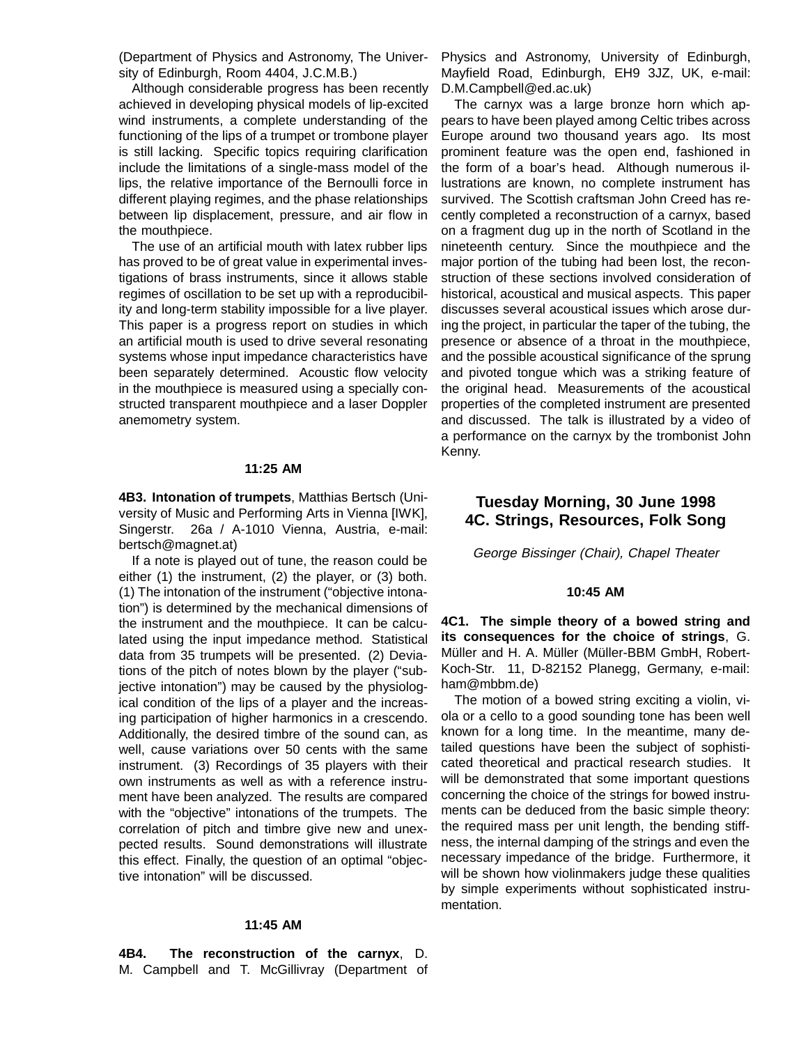(Department of Physics and Astronomy, The University of Edinburgh, Room 4404, J.C.M.B.)

Although considerable progress has been recently achieved in developing physical models of lip-excited wind instruments, a complete understanding of the functioning of the lips of a trumpet or trombone player is still lacking. Specific topics requiring clarification include the limitations of a single-mass model of the lips, the relative importance of the Bernoulli force in different playing regimes, and the phase relationships between lip displacement, pressure, and air flow in the mouthpiece.

The use of an artificial mouth with latex rubber lips has proved to be of great value in experimental investigations of brass instruments, since it allows stable regimes of oscillation to be set up with a reproducibility and long-term stability impossible for a live player. This paper is a progress report on studies in which an artificial mouth is used to drive several resonating systems whose input impedance characteristics have been separately determined. Acoustic flow velocity in the mouthpiece is measured using a specially constructed transparent mouthpiece and a laser Doppler anemometry system.

**11:25 AM**

**4B3. Intonation of trumpets**, Matthias Bertsch (University of Music and Performing Arts in Vienna [IWK], Singerstr. 26a / A-1010 Vienna, Austria, e-mail: bertsch@magnet.at)

If a note is played out of tune, the reason could be either (1) the instrument, (2) the player, or (3) both. (1) The intonation of the instrument ("objective intonation") is determined by the mechanical dimensions of the instrument and the mouthpiece. It can be calculated using the input impedance method. Statistical data from 35 trumpets will be presented. (2) Deviations of the pitch of notes blown by the player ("subjective intonation") may be caused by the physiological condition of the lips of a player and the increasing participation of higher harmonics in a crescendo. Additionally, the desired timbre of the sound can, as well, cause variations over 50 cents with the same instrument. (3) Recordings of 35 players with their own instruments as well as with a reference instrument have been analyzed. The results are compared with the "objective" intonations of the trumpets. The correlation of pitch and timbre give new and unexpected results. Sound demonstrations will illustrate this effect. Finally, the question of an optimal "objective intonation" will be discussed.

**11:45 AM**

**4B4. The reconstruction of the carnyx**, D. M. Campbell and T. McGillivray (Department of Physics and Astronomy, University of Edinburgh, Mayfield Road, Edinburgh, EH9 3JZ, UK, e-mail: D.M.Campbell@ed.ac.uk)

The carnyx was a large bronze horn which appears to have been played among Celtic tribes across Europe around two thousand years ago. Its most prominent feature was the open end, fashioned in the form of a boar's head. Although numerous illustrations are known, no complete instrument has survived. The Scottish craftsman John Creed has recently completed a reconstruction of a carnyx, based on a fragment dug up in the north of Scotland in the nineteenth century. Since the mouthpiece and the major portion of the tubing had been lost, the reconstruction of these sections involved consideration of historical, acoustical and musical aspects. This paper discusses several acoustical issues which arose during the project, in particular the taper of the tubing, the presence or absence of a throat in the mouthpiece, and the possible acoustical significance of the sprung and pivoted tongue which was a striking feature of the original head. Measurements of the acoustical properties of the completed instrument are presented and discussed. The talk is illustrated by a video of a performance on the carnyx by the trombonist John Kenny.

## Tuesday Morning, 30 June 1998
## 4C. Strings, Resources, Folk Song

*George Bissinger (Chair), Chapel Theater*

**10:45 AM**

**4C1. The simple theory of a bowed string and its consequences for the choice of strings**, G. Müller and H. A. Müller (Müller-BBM GmbH, Robert-Koch-Str. 11, D-82152 Planegg, Germany, e-mail: ham@mbbm.de)

The motion of a bowed string exciting a violin, viola or a cello to a good sounding tone has been well known for a long time. In the meantime, many detailed questions have been the subject of sophisticated theoretical and practical research studies. It will be demonstrated that some important questions concerning the choice of the strings for bowed instruments can be deduced from the basic simple theory: the required mass per unit length, the bending stiffness, the internal damping of the strings and even the necessary impedance of the bridge. Furthermore, it will be shown how violinmakers judge these qualities by simple experiments without sophisticated instrumentation.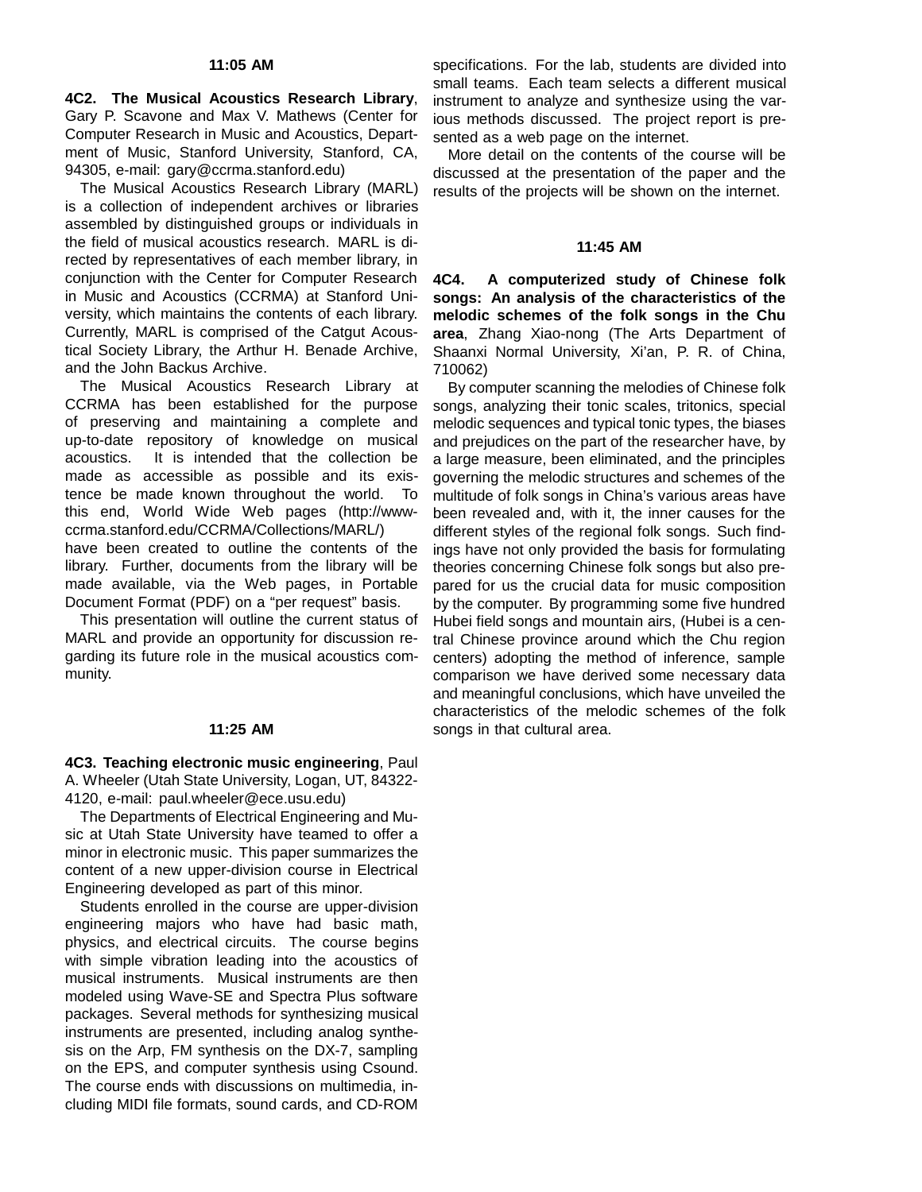**11:05 AM**

**4C2. The Musical Acoustics Research Library**, Gary P. Scavone and Max V. Mathews (Center for Computer Research in Music and Acoustics, Department of Music, Stanford University, Stanford, CA, 94305, e-mail: gary@ccrma.stanford.edu)

The Musical Acoustics Research Library (MARL) is a collection of independent archives or libraries assembled by distinguished groups or individuals in the field of musical acoustics research. MARL is directed by representatives of each member library, in conjunction with the Center for Computer Research in Music and Acoustics (CCRMA) at Stanford University, which maintains the contents of each library. Currently, MARL is comprised of the Catgut Acoustical Society Library, the Arthur H. Benade Archive, and the John Backus Archive.

The Musical Acoustics Research Library at CCRMA has been established for the purpose of preserving and maintaining a complete and up-to-date repository of knowledge on musical acoustics. It is intended that the collection be made as accessible as possible and its existence be made known throughout the world. To this end, World Wide Web pages (http://www-ccrma.stanford.edu/CCRMA/Collections/MARL/) have been created to outline the contents of the library. Further, documents from the library will be made available, via the Web pages, in Portable Document Format (PDF) on a "per request" basis.

This presentation will outline the current status of MARL and provide an opportunity for discussion regarding its future role in the musical acoustics community.

**11:25 AM**

**4C3. Teaching electronic music engineering**, Paul A. Wheeler (Utah State University, Logan, UT, 84322-4120, e-mail: paul.wheeler@ece.usu.edu)

The Departments of Electrical Engineering and Music at Utah State University have teamed to offer a minor in electronic music. This paper summarizes the content of a new upper-division course in Electrical Engineering developed as part of this minor.

Students enrolled in the course are upper-division engineering majors who have had basic math, physics, and electrical circuits. The course begins with simple vibration leading into the acoustics of musical instruments. Musical instruments are then modeled using Wave-SE and Spectra Plus software packages. Several methods for synthesizing musical instruments are presented, including analog synthesis on the Arp, FM synthesis on the DX-7, sampling on the EPS, and computer synthesis using Csound. The course ends with discussions on multimedia, including MIDI file formats, sound cards, and CD-ROM specifications. For the lab, students are divided into small teams. Each team selects a different musical instrument to analyze and synthesize using the various methods discussed. The project report is presented as a web page on the internet.

More detail on the contents of the course will be discussed at the presentation of the paper and the results of the projects will be shown on the internet.

**11:45 AM**

**4C4. A computerized study of Chinese folk songs: An analysis of the characteristics of the melodic schemes of the folk songs in the Chu area**, Zhang Xiao-nong (The Arts Department of Shaanxi Normal University, Xi'an, P. R. of China, 710062)

By computer scanning the melodies of Chinese folk songs, analyzing their tonic scales, tritonics, special melodic sequences and typical tonic types, the biases and prejudices on the part of the researcher have, by a large measure, been eliminated, and the principles governing the melodic structures and schemes of the multitude of folk songs in China's various areas have been revealed and, with it, the inner causes for the different styles of the regional folk songs. Such findings have not only provided the basis for formulating theories concerning Chinese folk songs but also prepared for us the crucial data for music composition by the computer. By programming some five hundred Hubei field songs and mountain airs, (Hubei is a central Chinese province around which the Chu region centers) adopting the method of inference, sample comparison we have derived some necessary data and meaningful conclusions, which have unveiled the characteristics of the melodic schemes of the folk songs in that cultural area.